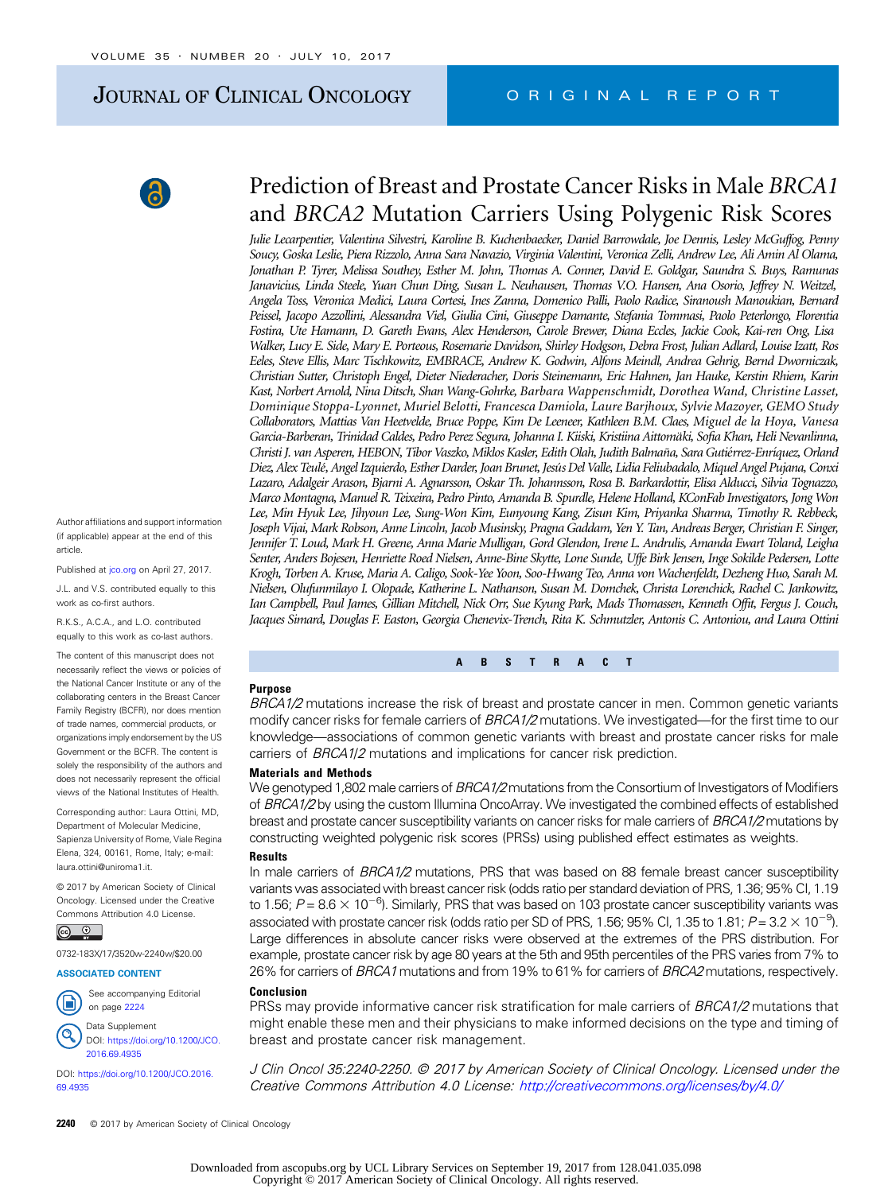ORIGINAL REPORT

# Prediction of Breast and Prostate Cancer Risks in Male *BRCA1* and *BRCA2* Mutation Carriers Using Polygenic Risk Scores

*Julie Lecarpentier, Valentina Silvestri, Karoline B. Kuchenbaecker, Daniel Barrowdale, Joe Dennis, Lesley McGuffog, Penny Soucy, Goska Leslie, Piera Rizzolo, Anna Sara Navazio, Virginia Valentini, Veronica Zelli, Andrew Lee, Ali Amin Al Olama, Jonathan P. Tyrer, Melissa Southey, Esther M. John, Thomas A. Conner, David E. Goldgar, Saundra S. Buys, Ramunas Janavicius, Linda Steele, Yuan Chun Ding, Susan L. Neuhausen, Thomas V.O. Hansen, Ana Osorio, Jeffrey N. Weitzel, Angela Toss, Veronica Medici, Laura Cortesi, Ines Zanna, Domenico Palli, Paolo Radice, Siranoush Manoukian, Bernard Peissel, Jacopo Azzollini, Alessandra Viel, Giulia Cini, Giuseppe Damante, Stefania Tommasi, Paolo Peterlongo, Florentia Fostira, Ute Hamann, D. Gareth Evans, Alex Henderson, Carole Brewer, Diana Eccles, Jackie Cook, Kai-ren Ong, Lisa Walker, Lucy E. Side, Mary E. Porteous, Rosemarie Davidson, Shirley Hodgson, Debra Frost, Julian Adlard, Louise Izatt, Ros Eeles, Steve Ellis, Marc Tischkowitz, EMBRACE, Andrew K. Godwin, Alfons Meindl, Andrea Gehrig, Bernd Dworniczak, Christian Sutter, Christoph Engel, Dieter Niederacher, Doris Steinemann, Eric Hahnen, Jan Hauke, Kerstin Rhiem, Karin Kast, Norbert Arnold, Nina Ditsch, Shan Wang-Gohrke, Barbara Wappenschmidt, Dorothea Wand, Christine Lasset, Dominique Stoppa-Lyonnet, Muriel Belotti, Francesca Damiola, Laure Barjhoux, Sylvie Mazoyer, GEMO Study Collaborators, Mattias Van Heetvelde, Bruce Poppe, Kim De Leeneer, Kathleen B.M. Claes, Miguel de la Hoya, Vanesa Garcia-Barberan, Trinidad Caldes, Pedro Perez Segura, Johanna I. Kiiski, Kristiina Aittomäki, Sofia Khan, Heli Nevanlinna, Christi J. van Asperen, HEBON, Tibor Vaszko, Miklos Kasler, Edith Olah, Judith Balmaña, Sara Gutiérrez-Enríquez, Orland Diez, Alex Teulé, Angel Izquierdo, Esther Darder, Joan Brunet, Jesús Del Valle, Lidia Feliubadalo, Miquel Angel Pujana, Conxi Lazaro, Adalgeir Arason, Bjarni A. Agnarsson, Oskar Th. Johannsson, Rosa B. Barkardottir, Elisa Alducci, Silvia Tognazzo, Marco Montagna, Manuel R. Teixeira, Pedro Pinto, Amanda B. Spurdle, Helene Holland, KConFab Investigators, Jong Won Lee, Min Hyuk Lee, Jihyoun Lee, Sung-Won Kim, Eunyoung Kang, Zisun Kim, Priyanka Sharma, Timothy R. Rebbeck, Joseph Vijai, Mark Robson, Anne Lincoln, Jacob Musinsky, Pragna Gaddam, Yen Y. Tan, Andreas Berger, Christian F. Singer, Jennifer T. Loud, Mark H. Greene, Anna Marie Mulligan, Gord Glendon, Irene L. Andrulis, Amanda Ewart Toland, Leigha Senter, Anders Bojesen, Henriette Roed Nielsen, Anne-Bine Skytte, Lone Sunde, Uffe Birk Jensen, Inge Sokilde Pedersen, Lotte Krogh, Torben A. Kruse, Maria A. Caligo, Sook-Yee Yoon, Soo-Hwang Teo, Anna von Wachenfeldt, Dezheng Huo, Sarah M. Nielsen, Olufunmilayo I. Olopade, Katherine L. Nathanson, Susan M. Domchek, Christa Lorenchick, Rachel C. Jankowitz, Ian Campbell, Paul James, Gillian Mitchell, Nick Orr, Sue Kyung Park, Mads Thomassen, Kenneth Offit, Fergus J. Couch, Jacques Simard, Douglas F. Easton, Georgia Chenevix-Trench, Rita K. Schmutzler, Antonis C. Antoniou, and Laura Ottini*

Author affiliations and support information (if applicable) appear at the end of this article.

Published at jco.org on April 27, 2017.

J.L. and V.S. contributed equally to this work as co-first authors.

R.K.S., A.C.A., and L.O. contributed equally to this work as co-last authors.

The content of this manuscript does not necessarily reflect the views or policies of the National Cancer Institute or any of the collaborating centers in the Breast Cancer Family Registry (BCFR), nor does mention of trade names, commercial products, or organizations imply endorsement by the US Government or the BCFR. The content is solely the responsibility of the authors and does not necessarily represent the official views of the National Institutes of Health.

Corresponding author: Laura Ottini, MD, Department of Molecular Medicine, Sapienza University of Rome, Viale Regina Elena, 324, 00161, Rome, Italy; e-mail: laura.ottini@uniroma1.it.

© 2017 by American Society of Clinical Oncology. Licensed under the Creative Commons Attribution 4.0 License.

0732-183X/17/3520w-2240w/$20.00

**ASSOCIATED CONTENT**

See accompanying Editorial on page 2224

Data Supplement DOI: https://doi.org/10.1200/JCO.2016.69.4935

DOI: https://doi.org/10.1200/JCO.2016.69.4935

## ABSTRACT

### Purpose

*BRCA1/2* mutations increase the risk of breast and prostate cancer in men. Common genetic variants modify cancer risks for female carriers of *BRCA1/2* mutations. We investigated—for the first time to our knowledge—associations of common genetic variants with breast and prostate cancer risks for male carriers of *BRCA1/2* mutations and implications for cancer risk prediction.

### Materials and Methods

We genotyped 1,802 male carriers of *BRCA1/2* mutations from the Consortium of Investigators of Modifiers of *BRCA1/2* by using the custom Illumina OncoArray. We investigated the combined effects of established breast and prostate cancer susceptibility variants on cancer risks for male carriers of *BRCA1/2* mutations by constructing weighted polygenic risk scores (PRSs) using published effect estimates as weights.

### Results

In male carriers of *BRCA1/2* mutations, PRS that was based on 88 female breast cancer susceptibility variants was associated with breast cancer risk (odds ratio per standard deviation of PRS, 1.36; 95% CI, 1.19 to 1.56; $P = 8.6 \times 10^{-6}$). Similarly, PRS that was based on 103 prostate cancer susceptibility variants was associated with prostate cancer risk (odds ratio per SD of PRS, 1.56; 95% CI, 1.35 to 1.81; $P = 3.2 \times 10^{-9}$). Large differences in absolute cancer risks were observed at the extremes of the PRS distribution. For example, prostate cancer risk by age 80 years at the 5th and 95th percentiles of the PRS varies from 7% to 26% for carriers of *BRCA1* mutations and from 19% to 61% for carriers of *BRCA2* mutations, respectively.

### Conclusion

PRSs may provide informative cancer risk stratification for male carriers of *BRCA1/2* mutations that might enable these men and their physicians to make informed decisions on the type and timing of breast and prostate cancer risk management.

*J Clin Oncol 35:2240-2250. © 2017 by American Society of Clinical Oncology. Licensed under the Creative Commons Attribution 4.0 License: http://creativecommons.org/licenses/by/4.0/*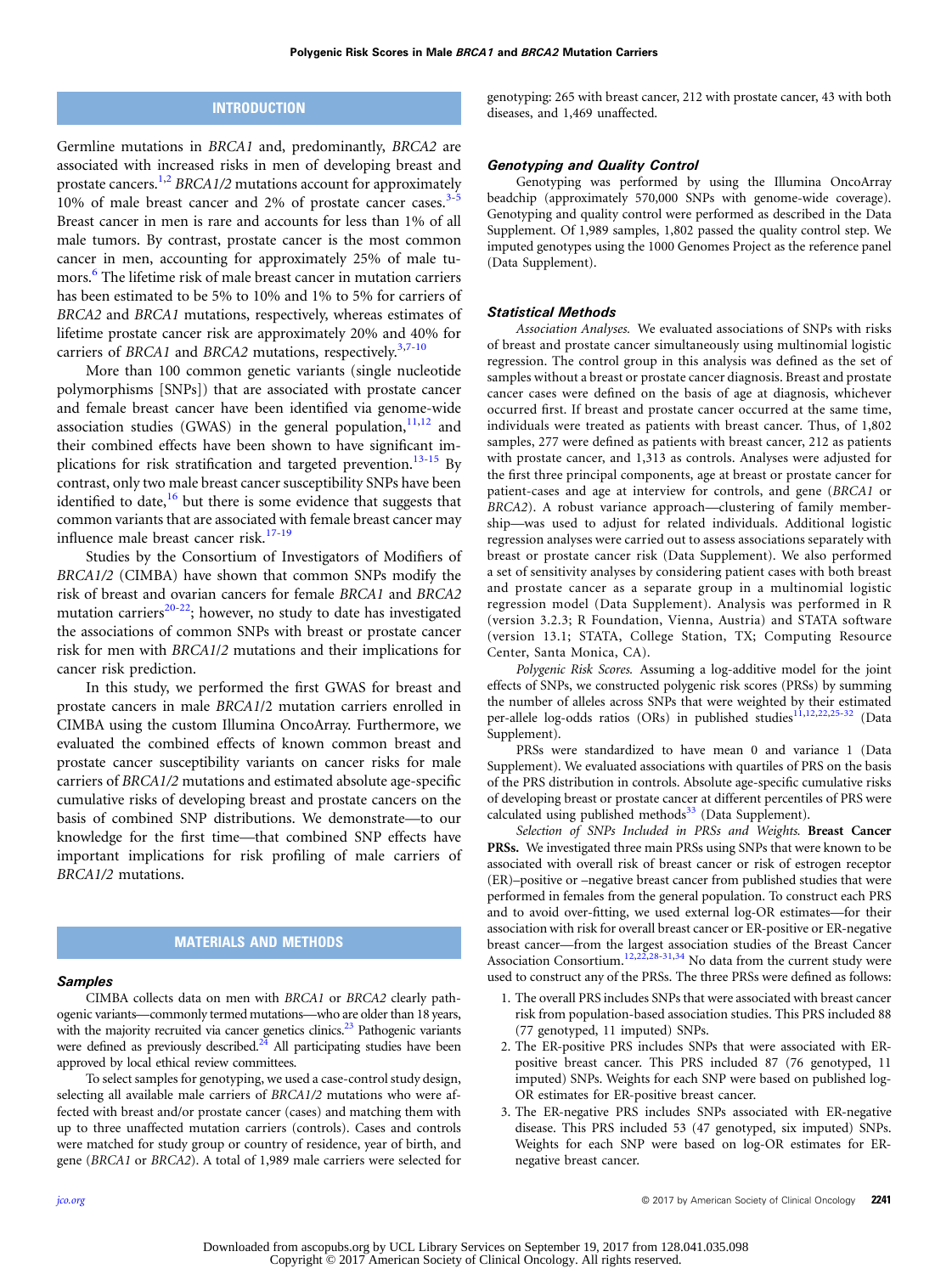## INTRODUCTION

Germline mutations in *BRCA1* and, predominantly, *BRCA2* are associated with increased risks in men of developing breast and prostate cancers.[1,2] *BRCA1/2* mutations account for approximately 10% of male breast cancer and 2% of prostate cancer cases.[3-5] Breast cancer in men is rare and accounts for less than 1% of all male tumors. By contrast, prostate cancer is the most common cancer in men, accounting for approximately 25% of male tumors.[6] The lifetime risk of male breast cancer in mutation carriers has been estimated to be 5% to 10% and 1% to 5% for carriers of *BRCA2* and *BRCA1* mutations, respectively, whereas estimates of lifetime prostate cancer risk are approximately 20% and 40% for carriers of *BRCA1* and *BRCA2* mutations, respectively.[3,7-10]

More than 100 common genetic variants (single nucleotide polymorphisms [SNPs]) that are associated with prostate cancer and female breast cancer have been identified via genome-wide association studies (GWAS) in the general population,[11,12] and their combined effects have been shown to have significant implications for risk stratification and targeted prevention.[13-15] By contrast, only two male breast cancer susceptibility SNPs have been identified to date,[16] but there is some evidence that suggests that common variants that are associated with female breast cancer may influence male breast cancer risk.[17-19]

Studies by the Consortium of Investigators of Modifiers of *BRCA1/2* (CIMBA) have shown that common SNPs modify the risk of breast and ovarian cancers for female *BRCA1* and *BRCA2* mutation carriers[20-22]; however, no study to date has investigated the associations of common SNPs with breast or prostate cancer risk for men with *BRCA1/2* mutations and their implications for cancer risk prediction.

In this study, we performed the first GWAS for breast and prostate cancers in male *BRCA1/2* mutation carriers enrolled in CIMBA using the custom Illumina OncoArray. Furthermore, we evaluated the combined effects of known common breast and prostate cancer susceptibility variants on cancer risks for male carriers of *BRCA1/2* mutations and estimated absolute age-specific cumulative risks of developing breast and prostate cancers on the basis of combined SNP distributions. We demonstrate—to our knowledge for the first time—that combined SNP effects have important implications for risk profiling of male carriers of *BRCA1/2* mutations.

## MATERIALS AND METHODS

### Samples

CIMBA collects data on men with *BRCA1* or *BRCA2* clearly pathogenic variants—commonly termed mutations—who are older than 18 years, with the majority recruited via cancer genetics clinics.[23] Pathogenic variants were defined as previously described.[24] All participating studies have been approved by local ethical review committees.

To select samples for genotyping, we used a case-control study design, selecting all available male carriers of *BRCA1/2* mutations who were affected with breast and/or prostate cancer (cases) and matching them with up to three unaffected mutation carriers (controls). Cases and controls were matched for study group or country of residence, year of birth, and gene (*BRCA1* or *BRCA2*). A total of 1,989 male carriers were selected for genotyping: 265 with breast cancer, 212 with prostate cancer, 43 with both diseases, and 1,469 unaffected.

### Genotyping and Quality Control

Genotyping was performed by using the Illumina OncoArray beadchip (approximately 570,000 SNPs with genome-wide coverage). Genotyping and quality control were performed as described in the Data Supplement. Of 1,989 samples, 1,802 passed the quality control step. We imputed genotypes using the 1000 Genomes Project as the reference panel (Data Supplement).

### Statistical Methods

*Association Analyses.* We evaluated associations of SNPs with risks of breast and prostate cancer simultaneously using multinomial logistic regression. The control group in this analysis was defined as the set of samples without a breast or prostate cancer diagnosis. Breast and prostate cancer cases were defined on the basis of age at diagnosis, whichever occurred first. If breast and prostate cancer occurred at the same time, individuals were treated as patients with breast cancer. Thus, of 1,802 samples, 277 were defined as patients with breast cancer, 212 as patients with prostate cancer, and 1,313 as controls. Analyses were adjusted for the first three principal components, age at breast or prostate cancer for patient-cases and age at interview for controls, and gene (*BRCA1* or *BRCA2*). A robust variance approach—clustering of family membership—was used to adjust for related individuals. Additional logistic regression analyses were carried out to assess associations separately with breast or prostate cancer risk (Data Supplement). We also performed a set of sensitivity analyses by considering patient cases with both breast and prostate cancer as a separate group in a multinomial logistic regression model (Data Supplement). Analysis was performed in R (version 3.2.3; R Foundation, Vienna, Austria) and STATA software (version 13.1; STATA, College Station, TX; Computing Resource Center, Santa Monica, CA).

*Polygenic Risk Scores.* Assuming a log-additive model for the joint effects of SNPs, we constructed polygenic risk scores (PRSs) by summing the number of alleles across SNPs that were weighted by their estimated per-allele log-odds ratios (ORs) in published studies[11,12,22,25-32] (Data Supplement).

PRSs were standardized to have mean 0 and variance 1 (Data Supplement). We evaluated associations with quartiles of PRS on the basis of the PRS distribution in controls. Absolute age-specific cumulative risks of developing breast or prostate cancer at different percentiles of PRS were calculated using published methods[33] (Data Supplement).

*Selection of SNPs Included in PRSs and Weights.* **Breast Cancer PRSs.** We investigated three main PRSs using SNPs that were known to be associated with overall risk of breast cancer or risk of estrogen receptor (ER)–positive or –negative breast cancer from published studies that were performed in females from the general population. To construct each PRS and to avoid over-fitting, we used external log-OR estimates—for their association with risk for overall breast cancer or ER-positive or ER-negative breast cancer—from the largest association studies of the Breast Cancer Association Consortium.[12,22,28-31,34] No data from the current study were used to construct any of the PRSs. The three PRSs were defined as follows:

1. The overall PRS includes SNPs that were associated with breast cancer risk from population-based association studies. This PRS included 88 (77 genotyped, 11 imputed) SNPs.
2. The ER-positive PRS includes SNPs that were associated with ER-positive breast cancer. This PRS included 87 (76 genotyped, 11 imputed) SNPs. Weights for each SNP were based on published log-OR estimates for ER-positive breast cancer.
3. The ER-negative PRS includes SNPs associated with ER-negative disease. This PRS included 53 (47 genotyped, six imputed) SNPs. Weights for each SNP were based on log-OR estimates for ER-negative breast cancer.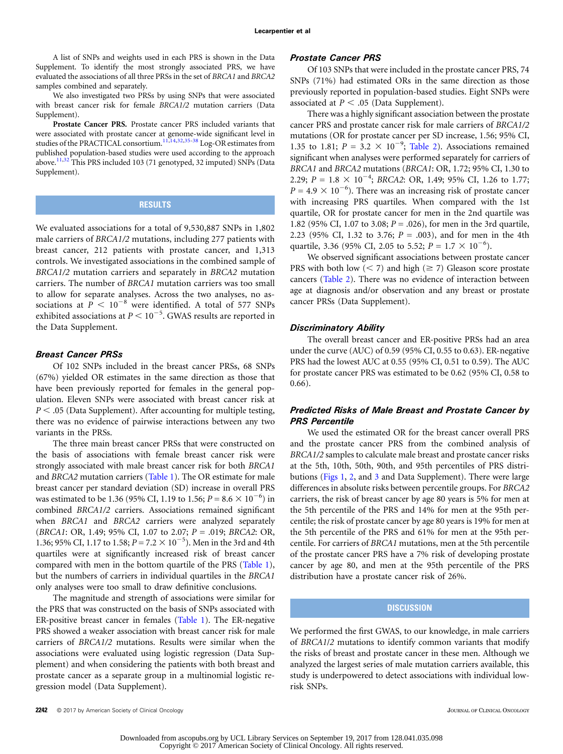A list of SNPs and weights used in each PRS is shown in the Data Supplement. To identify the most strongly associated PRS, we have evaluated the associations of all three PRSs in the set of *BRCA1* and *BRCA2* samples combined and separately.

We also investigated two PRSs by using SNPs that were associated with breast cancer risk for female *BRCA1/2* mutation carriers (Data Supplement).

**Prostate Cancer PRS.** Prostate cancer PRS included variants that were associated with prostate cancer at genome-wide significant level in studies of the PRACTICAL consortium.[11,14,32,35-38] Log-OR estimates from published population-based studies were used according to the approach above.[11,32] This PRS included 103 (71 genotyped, 32 imputed) SNPs (Data Supplement).

## RESULTS

We evaluated associations for a total of 9,530,887 SNPs in 1,802 male carriers of *BRCA1/2* mutations, including 277 patients with breast cancer, 212 patients with prostate cancer, and 1,313 controls. We investigated associations in the combined sample of *BRCA1/2* mutation carriers and separately in *BRCA2* mutation carriers. The number of *BRCA1* mutation carriers was too small to allow for separate analyses. Across the two analyses, no associations at $P < 10^{-8}$ were identified. A total of 577 SNPs exhibited associations at $P < 10^{-5}$. GWAS results are reported in the Data Supplement.

### Breast Cancer PRSs

Of 102 SNPs included in the breast cancer PRSs, 68 SNPs (67%) yielded OR estimates in the same direction as those that have been previously reported for females in the general population. Eleven SNPs were associated with breast cancer risk at $P < .05$ (Data Supplement). After accounting for multiple testing, there was no evidence of pairwise interactions between any two variants in the PRSs.

The three main breast cancer PRSs that were constructed on the basis of associations with female breast cancer risk were strongly associated with male breast cancer risk for both *BRCA1* and *BRCA2* mutation carriers (Table 1). The OR estimate for male breast cancer per standard deviation (SD) increase in overall PRS was estimated to be 1.36 (95% CI, 1.19 to 1.56; $P = 8.6 \times 10^{-6}$) in combined *BRCA1/2* carriers. Associations remained significant when *BRCA1* and *BRCA2* carriers were analyzed separately (*BRCA1*: OR, 1.49; 95% CI, 1.07 to 2.07; $P = .019$; *BRCA2*: OR, 1.36; 95% CI, 1.17 to 1.58; $P = 7.2 \times 10^{-5}$). Men in the 3rd and 4th quartiles were at significantly increased risk of breast cancer compared with men in the bottom quartile of the PRS (Table 1), but the numbers of carriers in individual quartiles in the *BRCA1* only analyses were too small to draw definitive conclusions.

The magnitude and strength of associations were similar for the PRS that was constructed on the basis of SNPs associated with ER-positive breast cancer in females (Table 1). The ER-negative PRS showed a weaker association with breast cancer risk for male carriers of *BRCA1/2* mutations. Results were similar when the associations were evaluated using logistic regression (Data Supplement) and when considering the patients with both breast and prostate cancer as a separate group in a multinomial logistic regression model (Data Supplement).

### Prostate Cancer PRS

Of 103 SNPs that were included in the prostate cancer PRS, 74 SNPs (71%) had estimated ORs in the same direction as those previously reported in population-based studies. Eight SNPs were associated at $P < .05$ (Data Supplement).

There was a highly significant association between the prostate cancer PRS and prostate cancer risk for male carriers of *BRCA1/2* mutations (OR for prostate cancer per SD increase, 1.56; 95% CI, 1.35 to 1.81; $P = 3.2 \times 10^{-9}$; Table 2). Associations remained significant when analyses were performed separately for carriers of *BRCA1* and *BRCA2* mutations (*BRCA1*: OR, 1.72; 95% CI, 1.30 to 2.29; $P = 1.8 \times 10^{-4}$; *BRCA2*: OR, 1.49; 95% CI, 1.26 to 1.77; $P = 4.9 \times 10^{-6}$). There was an increasing risk of prostate cancer with increasing PRS quartiles. When compared with the 1st quartile, OR for prostate cancer for men in the 2nd quartile was 1.82 (95% CI, 1.07 to 3.08; $P = .026$), for men in the 3rd quartile, 2.23 (95% CI, 1.32 to 3.76; $P = .003$), and for men in the 4th quartile, 3.36 (95% CI, 2.05 to 5.52; $P = 1.7 \times 10^{-6}$).

We observed significant associations between prostate cancer PRS with both low (< 7) and high (≥ 7) Gleason score prostate cancers (Table 2). There was no evidence of interaction between age at diagnosis and/or observation and any breast or prostate cancer PRSs (Data Supplement).

### Discriminatory Ability

The overall breast cancer and ER-positive PRSs had an area under the curve (AUC) of 0.59 (95% CI, 0.55 to 0.63). ER-negative PRS had the lowest AUC at 0.55 (95% CI, 0.51 to 0.59). The AUC for prostate cancer PRS was estimated to be 0.62 (95% CI, 0.58 to 0.66).

### Predicted Risks of Male Breast and Prostate Cancer by PRS Percentile

We used the estimated OR for the breast cancer overall PRS and the prostate cancer PRS from the combined analysis of *BRCA1/2* samples to calculate male breast and prostate cancer risks at the 5th, 10th, 50th, 90th, and 95th percentiles of PRS distributions (Figs 1, 2, and 3 and Data Supplement). There were large differences in absolute risks between percentile groups. For *BRCA2* carriers, the risk of breast cancer by age 80 years is 5% for men at the 5th percentile of the PRS and 14% for men at the 95th percentile; the risk of prostate cancer by age 80 years is 19% for men at the 5th percentile of the PRS and 61% for men at the 95th percentile. For carriers of *BRCA1* mutations, men at the 5th percentile of the prostate cancer PRS have a 7% risk of developing prostate cancer by age 80, and men at the 95th percentile of the PRS distribution have a prostate cancer risk of 26%.

## DISCUSSION

We performed the first GWAS, to our knowledge, in male carriers of *BRCA1/2* mutations to identify common variants that modify the risks of breast and prostate cancer in these men. Although we analyzed the largest series of male mutation carriers available, this study is underpowered to detect associations with individual low-risk SNPs.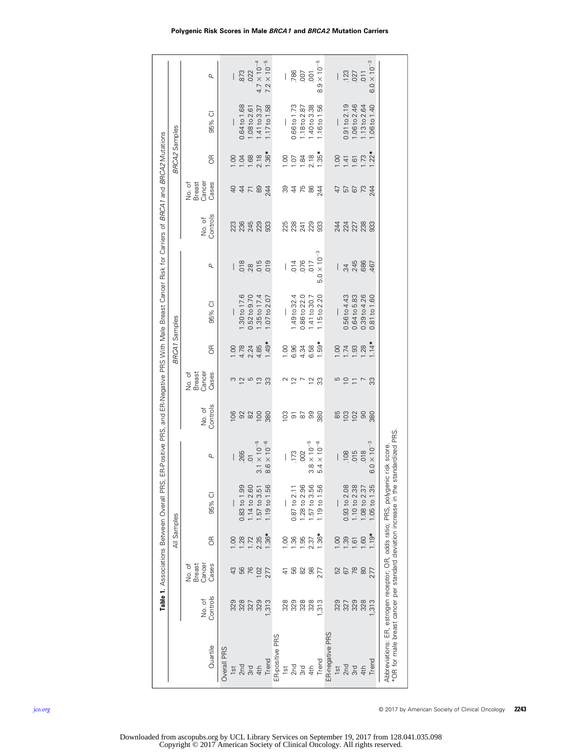**Table 1.** Associations Between Overall PRS, ER-Positive PRS, and ER-Negative PRS With Male Breast Cancer Risk for Carriers of *BRCA1* and *BRCA2* Mutations

| | All Samples | | | | | *BRCA1* Samples | | | | | *BRCA2* Samples | | | | |
|---|---|---|---|---|---|---|---|---|---|---|---|---|---|---|---|
| Quartile | No. of Controls | No. of Breast Cancer Cases | OR | 95% CI | *P* | No. of Controls | No. of Breast Cancer Cases | OR | 95% CI | *P* | No. of Controls | No. of Breast Cancer Cases | OR | 95% CI | *P* |
| Overall PRS | | | | | | | | | | | | | | | |
| 1st | 329 | 43 | 1.00 | — | — | 106 | 3 | 1.00 | — | — | 223 | 40 | 1.00 | — | — |
| 2nd | 328 | 56 | 1.28 | 0.83 to 1.99 | .265 | 92 | 12 | 4.78 | 1.30 to 17.6 | .018 | 236 | 44 | 1.04 | 0.64 to 1.68 | .873 |
| 3rd | 327 | 76 | 1.72 | 1.14 to 2.60 | .01 | 82 | 5 | 2.24 | 0.52 to 9.70 | .28 | 245 | 71 | 1.68 | 1.08 to 2.61 | .022 |
| 4th | 329 | 102 | 2.35 | 1.57 to 3.51 | $3.1 \times 10^{-5}$ | 100 | 13 | 4.85 | 1.35 to 17.4 | .015 | 229 | 89 | 2.18 | 1.41 to 3.37 | $4.7 \times 10^{-4}$ |
| Trend | 1,313 | 277 | 1.36* | 1.19 to 1.56 | $8.6 \times 10^{-6}$ | 380 | 33 | 1.49* | 1.07 to 2.07 | .019 | 933 | 244 | 1.36* | 1.17 to 1.58 | $7.2 \times 10^{-5}$ |
| ER-positive PRS | | | | | | | | | | | | | | | |
| 1st | 328 | 41 | 1.00 | — | — | 103 | 2 | 1.00 | — | — | 225 | 39 | 1.00 | — | — |
| 2nd | 329 | 56 | 1.36 | 0.87 to 2.11 | .173 | 91 | 12 | 6.96 | 1.49 to 32.4 | .014 | 238 | 44 | 1.07 | 0.66 to 1.73 | .786 |
| 3rd | 328 | 82 | 1.95 | 1.28 to 2.96 | .002 | 87 | 7 | 4.34 | 0.86 to 22.0 | .076 | 241 | 75 | 1.84 | 1.18 to 2.87 | .007 |
| 4th | 328 | 98 | 2.37 | 1.57 to 3.56 | $3.8 \times 10^{-5}$ | 99 | 12 | 6.58 | 1.41 to 30.7 | .017 | 229 | 86 | 2.18 | 1.40 to 3.38 | .001 |
| Trend | 1,313 | 277 | 1.36* | 1.19 to 1.56 | $5.4 \times 10^{-6}$ | 380 | 33 | 1.59* | 1.15 to 2.20 | $5.0 \times 10^{-3}$ | 933 | 244 | 1.35* | 1.16 to 1.56 | $8.9 \times 10^{-5}$ |
| ER-negative PRS | | | | | | | | | | | | | | | |
| 1st | 329 | 52 | 1.00 | — | — | 85 | 5 | 1.00 | — | — | 244 | 47 | 1.00 | — | — |
| 2nd | 327 | 67 | 1.39 | 0.93 to 2.08 | .108 | 103 | 10 | 1.74 | 0.56 to 4.43 | .34 | 224 | 57 | 1.41 | 0.91 to 2.19 | .123 |
| 3rd | 329 | 78 | 1.61 | 1.10 to 2.38 | .015 | 102 | 11 | 1.93 | 0.64 to 5.83 | .245 | 227 | 67 | 1.61 | 1.06 to 2.46 | .027 |
| 4th | 328 | 80 | 1.60 | 1.08 to 2.37 | .018 | 90 | 7 | 1.28 | 0.39 to 4.26 | .686 | 238 | 73 | 1.73 | 1.13 to 2.64 | .011 |
| Trend | 1,313 | 277 | 1.19* | 1.05 to 1.35 | $6.0 \times 10^{-3}$ | 380 | 33 | 1.14* | 0.81 to 1.60 | .467 | 933 | 244 | 1.22* | 1.06 to 1.40 | $6.0 \times 10^{-3}$ |

Abbreviations: ER, estrogen receptor; OR, odds ratio; PRS, polygenic risk score.
*OR for male breast cancer per standard deviation increase in the standardized PRS.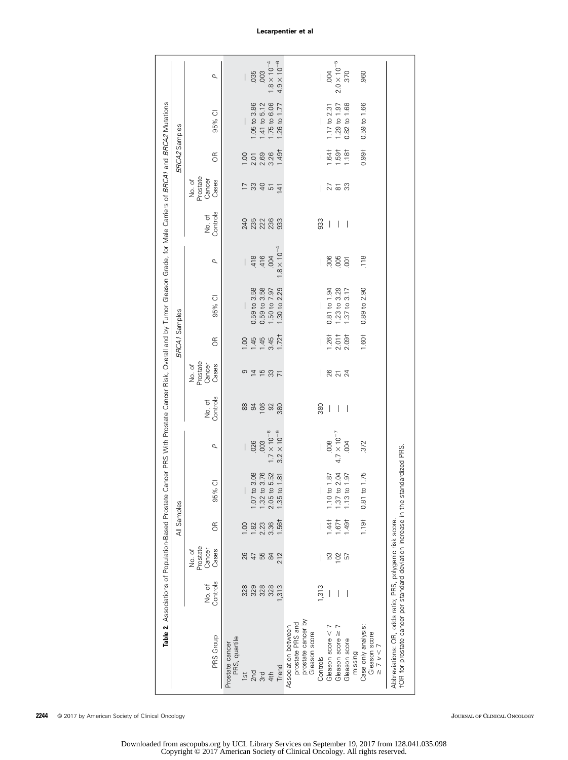**Table 2.** Associations of Population-Based Prostate Cancer PRS With Prostate Cancer Risk, Overall and by Tumor Gleason Grade, for Male Carriers of *BRCA1* and *BRCA2* Mutations

| PRS Group | All Samples | | | | | *BRCA1* Samples | | | | | *BRCA2* Samples | | | | |
|---|---|---|---|---|---|---|---|---|---|---|---|---|---|---|---|
| | No. of Controls | No. of Prostate Cancer Cases | OR | 95% CI | *P* | No. of Controls | No. of Prostate Cancer Cases | OR | 95% CI | *P* | No. of Controls | No. of Prostate Cancer Cases | OR | 95% CI | *P* |
| Prostate cancer PRS, quartile | | | | | | | | | | | | | | | |
| 1st | 328 | 26 | 1.00 | — | — | 88 | 9 | 1.00 | — | — | 240 | 17 | 1.00 | — | — |
| 2nd | 329 | 47 | 1.82 | 1.07 to 3.08 | .026 | 94 | 14 | 1.45 | 0.59 to 3.58 | .418 | 235 | 33 | 2.01 | 1.05 to 3.86 | .035 |
| 3rd | 328 | 55 | 2.23 | 1.32 to 3.76 | .003 | 106 | 15 | 1.45 | 0.59 to 3.58 | .416 | 222 | 40 | 2.69 | 1.41 to 5.12 | .003 |
| 4th | 328 | 84 | 3.36 | 2.05 to 5.52 | $1.7 \times 10^{-6}$ | 92 | 33 | 3.45 | 1.50 to 7.97 | .004 | 236 | 51 | 3.26 | 1.75 to 6.06 | $1.8 \times 10^{-4}$ |
| Trend | 1,313 | 212 | 1.56† | 1.35 to 1.81 | $3.2 \times 10^{-9}$ | 380 | 71 | 1.72† | 1.30 to 2.29 | $1.8 \times 10^{-4}$ | 933 | 141 | 1.49† | 1.26 to 1.77 | $4.9 \times 10^{-6}$ |
| Association between prostate PRS and prostate cancer by Gleason score | | | | | | | | | | | | | | | |
| Controls | 1,313 | — | — | — | — | 380 | — | — | — | — | 933 | — | — | — | — |
| Gleason score < 7 | — | 53 | 1.44† | 1.10 to 1.87 | .008 | — | 26 | 1.26† | 0.81 to 1.94 | .306 | — | 27 | 1.64† | 1.17 to 2.31 | .004 |
| Gleason score ≥ 7 | — | 102 | 1.67† | 1.37 to 2.04 | $4.7 \times 10^{-7}$ | — | 21 | 2.01† | 1.23 to 3.29 | .005 | — | 81 | 1.59† | 1.29 to 1.97 | $2.0 \times 10^{-5}$ |
| Gleason score missing | — | 57 | 1.49† | 1.13 to 1.97 | .004 | — | 24 | 2.09† | 1.37 to 3.17 | .001 | — | 33 | 1.18† | 0.82 to 1.68 | .370 |
| Case only analysis: Gleason score ≥ 7 v < 7 | | | 1.19† | 0.81 to 1.75 | .372 | | | 1.60† | 0.89 to 2.90 | .118 | | | 0.99† | 0.59 to 1.66 | .960 |

Abbreviations: OR, odds ratio; PRS, polygenic risk score.
†OR for prostate cancer per standard deviation increase in the standardized PRS.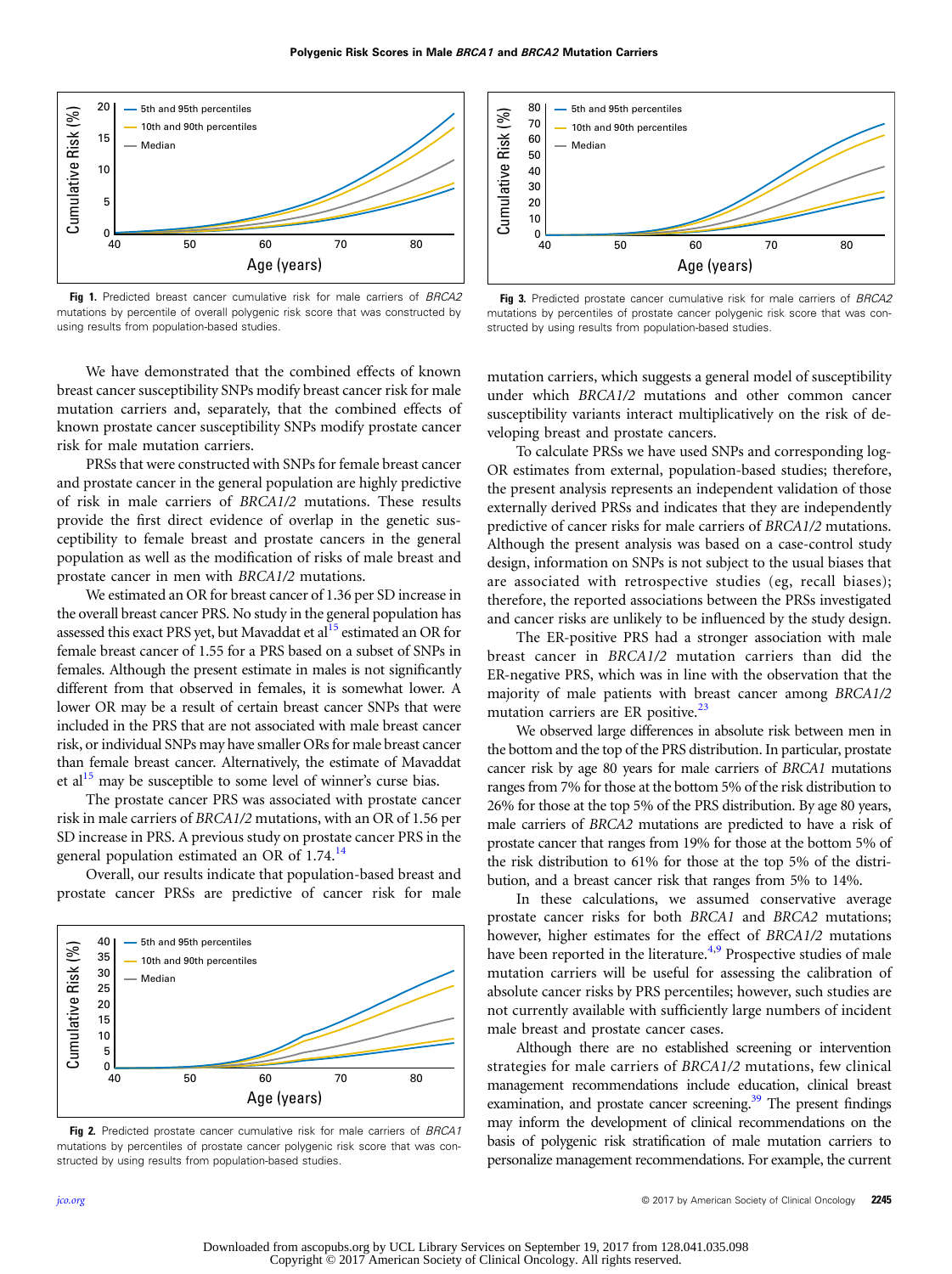Fig 1. Predicted breast cancer cumulative risk for male carriers of *BRCA2* mutations by percentile of overall polygenic risk score that was constructed by using results from population-based studies.

Fig 3. Predicted prostate cancer cumulative risk for male carriers of *BRCA2* mutations by percentiles of prostate cancer polygenic risk score that was constructed by using results from population-based studies.

We have demonstrated that the combined effects of known breast cancer susceptibility SNPs modify breast cancer risk for male mutation carriers and, separately, that the combined effects of known prostate cancer susceptibility SNPs modify prostate cancer risk for male mutation carriers.

PRSs that were constructed with SNPs for female breast cancer and prostate cancer in the general population are highly predictive of risk in male carriers of *BRCA1/2* mutations. These results provide the first direct evidence of overlap in the genetic susceptibility to female breast and prostate cancers in the general population as well as the modification of risks of male breast and prostate cancer in men with *BRCA1/2* mutations.

We estimated an OR for breast cancer of 1.36 per SD increase in the overall breast cancer PRS. No study in the general population has assessed this exact PRS yet, but Mavaddat et al[15] estimated an OR for female breast cancer of 1.55 for a PRS based on a subset of SNPs in females. Although the present estimate in males is not significantly different from that observed in females, it is somewhat lower. A lower OR may be a result of certain breast cancer SNPs that were included in the PRS that are not associated with male breast cancer risk, or individual SNPs may have smaller ORs for male breast cancer than female breast cancer. Alternatively, the estimate of Mavaddat et al[15] may be susceptible to some level of winner's curse bias.

The prostate cancer PRS was associated with prostate cancer risk in male carriers of *BRCA1/2* mutations, with an OR of 1.56 per SD increase in PRS. A previous study on prostate cancer PRS in the general population estimated an OR of 1.74.[14]

Overall, our results indicate that population-based breast and prostate cancer PRSs are predictive of cancer risk for male mutation carriers, which suggests a general model of susceptibility under which *BRCA1/2* mutations and other common cancer susceptibility variants interact multiplicatively on the risk of developing breast and prostate cancers.

To calculate PRSs we have used SNPs and corresponding log-OR estimates from external, population-based studies; therefore, the present analysis represents an independent validation of those externally derived PRSs and indicates that they are independently predictive of cancer risks for male carriers of *BRCA1/2* mutations. Although the present analysis was based on a case-control study design, information on SNPs is not subject to the usual biases that are associated with retrospective studies (eg, recall biases); therefore, the reported associations between the PRSs investigated and cancer risks are unlikely to be influenced by the study design.

The ER-positive PRS had a stronger association with male breast cancer in *BRCA1/2* mutation carriers than did the ER-negative PRS, which was in line with the observation that the majority of male patients with breast cancer among *BRCA1/2* mutation carriers are ER positive.[23]

We observed large differences in absolute risk between men in the bottom and the top of the PRS distribution. In particular, prostate cancer risk by age 80 years for male carriers of *BRCA1* mutations ranges from 7% for those at the bottom 5% of the risk distribution to 26% for those at the top 5% of the PRS distribution. By age 80 years, male carriers of *BRCA2* mutations are predicted to have a risk of prostate cancer that ranges from 19% for those at the bottom 5% of the risk distribution to 61% for those at the top 5% of the distribution, and a breast cancer risk that ranges from 5% to 14%.

In these calculations, we assumed conservative average prostate cancer risks for both *BRCA1* and *BRCA2* mutations; however, higher estimates for the effect of *BRCA1/2* mutations have been reported in the literature.[4,9] Prospective studies of male mutation carriers will be useful for assessing the calibration of absolute cancer risks by PRS percentiles; however, such studies are not currently available with sufficiently large numbers of incident male breast and prostate cancer cases.

Although there are no established screening or intervention strategies for male carriers of *BRCA1/2* mutations, few clinical management recommendations include education, clinical breast examination, and prostate cancer screening.[39] The present findings may inform the development of clinical recommendations on the basis of polygenic risk stratification of male mutation carriers to personalize management recommendations. For example, the current

Fig 2. Predicted prostate cancer cumulative risk for male carriers of *BRCA1* mutations by percentiles of prostate cancer polygenic risk score that was constructed by using results from population-based studies.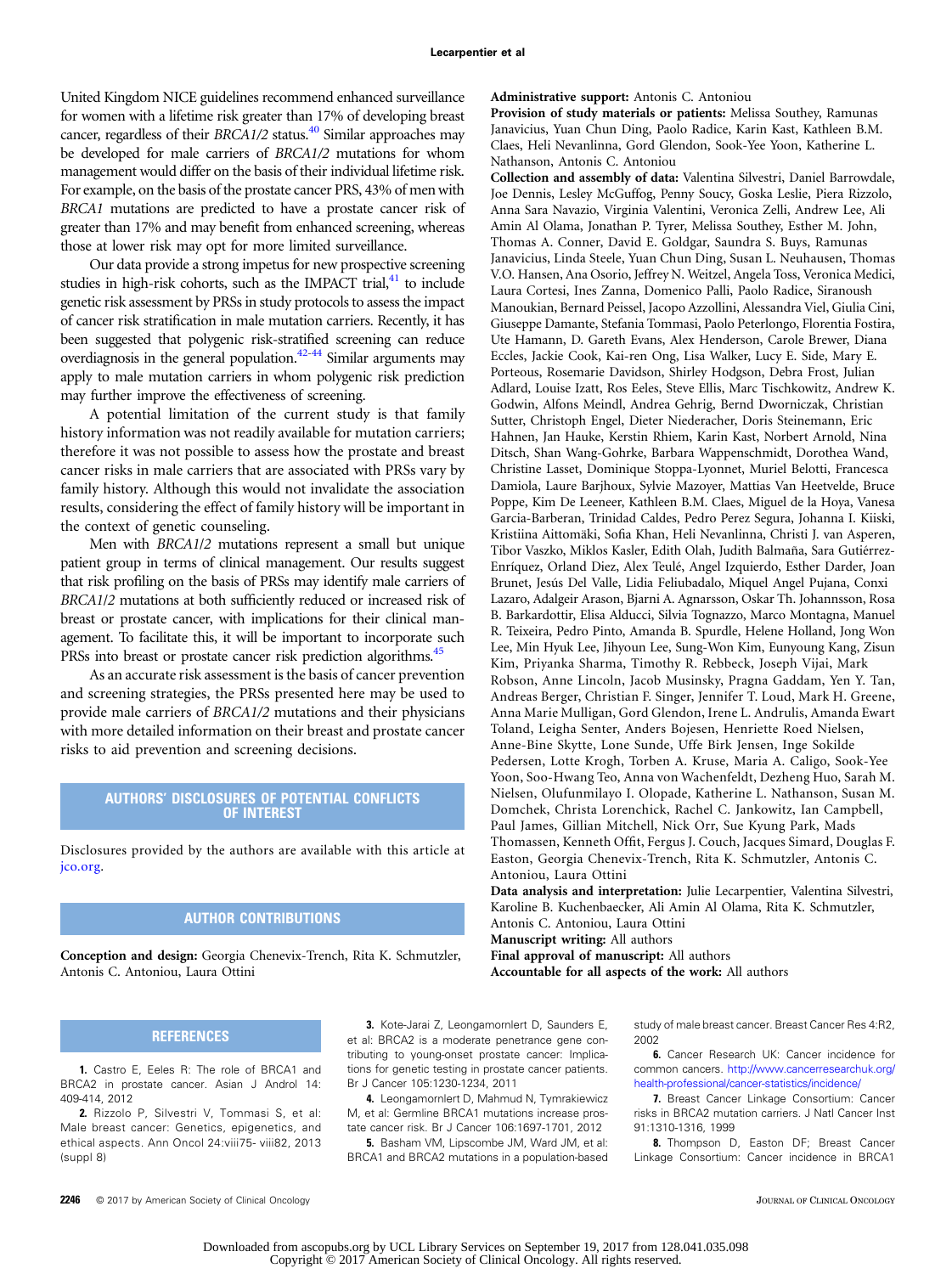United Kingdom NICE guidelines recommend enhanced surveillance for women with a lifetime risk greater than 17% of developing breast cancer, regardless of their *BRCA1/2* status.[40] Similar approaches may be developed for male carriers of *BRCA1/2* mutations for whom management would differ on the basis of their individual lifetime risk. For example, on the basis of the prostate cancer PRS, 43% of men with *BRCA1* mutations are predicted to have a prostate cancer risk of greater than 17% and may benefit from enhanced screening, whereas those at lower risk may opt for more limited surveillance.

Our data provide a strong impetus for new prospective screening studies in high-risk cohorts, such as the IMPACT trial,[41] to include genetic risk assessment by PRSs in study protocols to assess the impact of cancer risk stratification in male mutation carriers. Recently, it has been suggested that polygenic risk-stratified screening can reduce overdiagnosis in the general population.[42-44] Similar arguments may apply to male mutation carriers in whom polygenic risk prediction may further improve the effectiveness of screening.

A potential limitation of the current study is that family history information was not readily available for mutation carriers; therefore it was not possible to assess how the prostate and breast cancer risks in male carriers that are associated with PRSs vary by family history. Although this would not invalidate the association results, considering the effect of family history will be important in the context of genetic counseling.

Men with *BRCA1/2* mutations represent a small but unique patient group in terms of clinical management. Our results suggest that risk profiling on the basis of PRSs may identify male carriers of *BRCA1/2* mutations at both sufficiently reduced or increased risk of breast or prostate cancer, with implications for their clinical management. To facilitate this, it will be important to incorporate such PRSs into breast or prostate cancer risk prediction algorithms.[45]

As an accurate risk assessment is the basis of cancer prevention and screening strategies, the PRSs presented here may be used to provide male carriers of *BRCA1/2* mutations and their physicians with more detailed information on their breast and prostate cancer risks to aid prevention and screening decisions.

## AUTHORS' DISCLOSURES OF POTENTIAL CONFLICTS OF INTEREST

Disclosures provided by the authors are available with this article at jco.org.

## AUTHOR CONTRIBUTIONS

**Conception and design:** Georgia Chenevix-Trench, Rita K. Schmutzler, Antonis C. Antoniou, Laura Ottini

**Administrative support:** Antonis C. Antoniou

**Provision of study materials or patients:** Melissa Southey, Ramunas Janavicius, Yuan Chun Ding, Paolo Radice, Karin Kast, Kathleen B.M. Claes, Heli Nevanlinna, Gord Glendon, Sook-Yee Yoon, Katherine L. Nathanson, Antonis C. Antoniou

**Collection and assembly of data:** Valentina Silvestri, Daniel Barrowdale, Joe Dennis, Lesley McGuffog, Penny Soucy, Goska Leslie, Piera Rizzolo, Anna Sara Navazio, Virginia Valentini, Veronica Zelli, Andrew Lee, Ali Amin Al Olama, Jonathan P. Tyrer, Melissa Southey, Esther M. John, Thomas A. Conner, David E. Goldgar, Saundra S. Buys, Ramunas Janavicius, Linda Steele, Yuan Chun Ding, Susan L. Neuhausen, Thomas V.O. Hansen, Ana Osorio, Jeffrey N. Weitzel, Angela Toss, Veronica Medici, Laura Cortesi, Ines Zanna, Domenico Palli, Paolo Radice, Siranoush Manoukian, Bernard Peissel, Jacopo Azzollini, Alessandra Viel, Giulia Cini, Giuseppe Damante, Stefania Tommasi, Paolo Peterlongo, Florentia Fostira, Ute Hamann, D. Gareth Evans, Alex Henderson, Carole Brewer, Diana Eccles, Jackie Cook, Kai-ren Ong, Lisa Walker, Lucy E. Side, Mary E. Porteous, Rosemarie Davidson, Shirley Hodgson, Debra Frost, Julian Adlard, Louise Izatt, Ros Eeles, Steve Ellis, Marc Tischkowitz, Andrew K. Godwin, Alfons Meindl, Andrea Gehrig, Bernd Dworniczak, Christian Sutter, Christoph Engel, Dieter Niederacher, Doris Steinemann, Eric Hahnen, Jan Hauke, Kerstin Rhiem, Karin Kast, Norbert Arnold, Nina Ditsch, Shan Wang-Gohrke, Barbara Wappenschmidt, Dorothea Wand, Christine Lasset, Dominique Stoppa-Lyonnet, Muriel Belotti, Francesca Damiola, Laure Barjhoux, Sylvie Mazoyer, Mattias Van Heetvelde, Bruce Poppe, Kim De Leeneer, Kathleen B.M. Claes, Miguel de la Hoya, Vanesa Garcia-Barberan, Trinidad Caldes, Pedro Perez Segura, Johanna I. Kiiski, Kristiina Aittomäki, Sofia Khan, Heli Nevanlinna, Christi J. van Asperen, Tibor Vaszko, Miklos Kasler, Edith Olah, Judith Balmaña, Sara Gutiérrez-Enríquez, Orland Diez, Alex Teulé, Angel Izquierdo, Esther Darder, Joan Brunet, Jesús Del Valle, Lidia Feliubadalo, Miquel Angel Pujana, Conxi Lazaro, Adalgeir Arason, Bjarni A. Agnarsson, Oskar Th. Johannsson, Rosa B. Barkardottir, Elisa Alducci, Silvia Tognazzo, Marco Montagna, Manuel R. Teixeira, Pedro Pinto, Amanda B. Spurdle, Helene Holland, Jong Won Lee, Min Hyuk Lee, Jihyoun Lee, Sung-Won Kim, Eunyoung Kang, Zisun Kim, Priyanka Sharma, Timothy R. Rebbeck, Joseph Vijai, Mark Robson, Anne Lincoln, Jacob Musinsky, Pragna Gaddam, Yen Y. Tan, Andreas Berger, Christian F. Singer, Jennifer T. Loud, Mark H. Greene, Anna Marie Mulligan, Gord Glendon, Irene L. Andrulis, Amanda Ewart Toland, Leigha Senter, Anders Bojesen, Henriette Roed Nielsen, Anne-Bine Skytte, Lone Sunde, Uffe Birk Jensen, Inge Sokilde Pedersen, Lotte Krogh, Torben A. Kruse, Maria A. Caligo, Sook-Yee Yoon, Soo-Hwang Teo, Anna von Wachenfeldt, Dezheng Huo, Sarah M. Nielsen, Olufunmilayo I. Olopade, Katherine L. Nathanson, Susan M. Domchek, Christa Lorenchick, Rachel C. Jankowitz, Ian Campbell, Paul James, Gillian Mitchell, Nick Orr, Sue Kyung Park, Mads Thomassen, Kenneth Offit, Fergus J. Couch, Jacques Simard, Douglas F. Easton, Georgia Chenevix-Trench, Rita K. Schmutzler, Antonis C. Antoniou, Laura Ottini

**Data analysis and interpretation:** Julie Lecarpentier, Valentina Silvestri, Karoline B. Kuchenbaecker, Ali Amin Al Olama, Rita K. Schmutzler, Antonis C. Antoniou, Laura Ottini

**Manuscript writing:** All authors

**Final approval of manuscript:** All authors

**Accountable for all aspects of the work:** All authors

## REFERENCES

1. Castro E, Eeles R: The role of BRCA1 and BRCA2 in prostate cancer. Asian J Androl 14:409-414, 2012

2. Rizzolo P, Silvestri V, Tommasi S, et al: Male breast cancer: Genetics, epigenetics, and ethical aspects. Ann Oncol 24:viii75- viii82, 2013 (suppl 8)

3. Kote-Jarai Z, Leongamornlert D, Saunders E, et al: BRCA2 is a moderate penetrance gene contributing to young-onset prostate cancer: Implications for genetic testing in prostate cancer patients. Br J Cancer 105:1230-1234, 2011

4. Leongamornlert D, Mahmud N, Tymrakiewicz M, et al: Germline BRCA1 mutations increase prostate cancer risk. Br J Cancer 106:1697-1701, 2012

5. Basham VM, Lipscombe JM, Ward JM, et al: BRCA1 and BRCA2 mutations in a population-based study of male breast cancer. Breast Cancer Res 4:R2, 2002

6. Cancer Research UK: Cancer incidence for common cancers. http://www.cancerresearchuk.org/health-professional/cancer-statistics/incidence/

7. Breast Cancer Linkage Consortium: Cancer risks in BRCA2 mutation carriers. J Natl Cancer Inst 91:1310-1316, 1999

8. Thompson D, Easton DF; Breast Cancer Linkage Consortium: Cancer incidence in BRCA1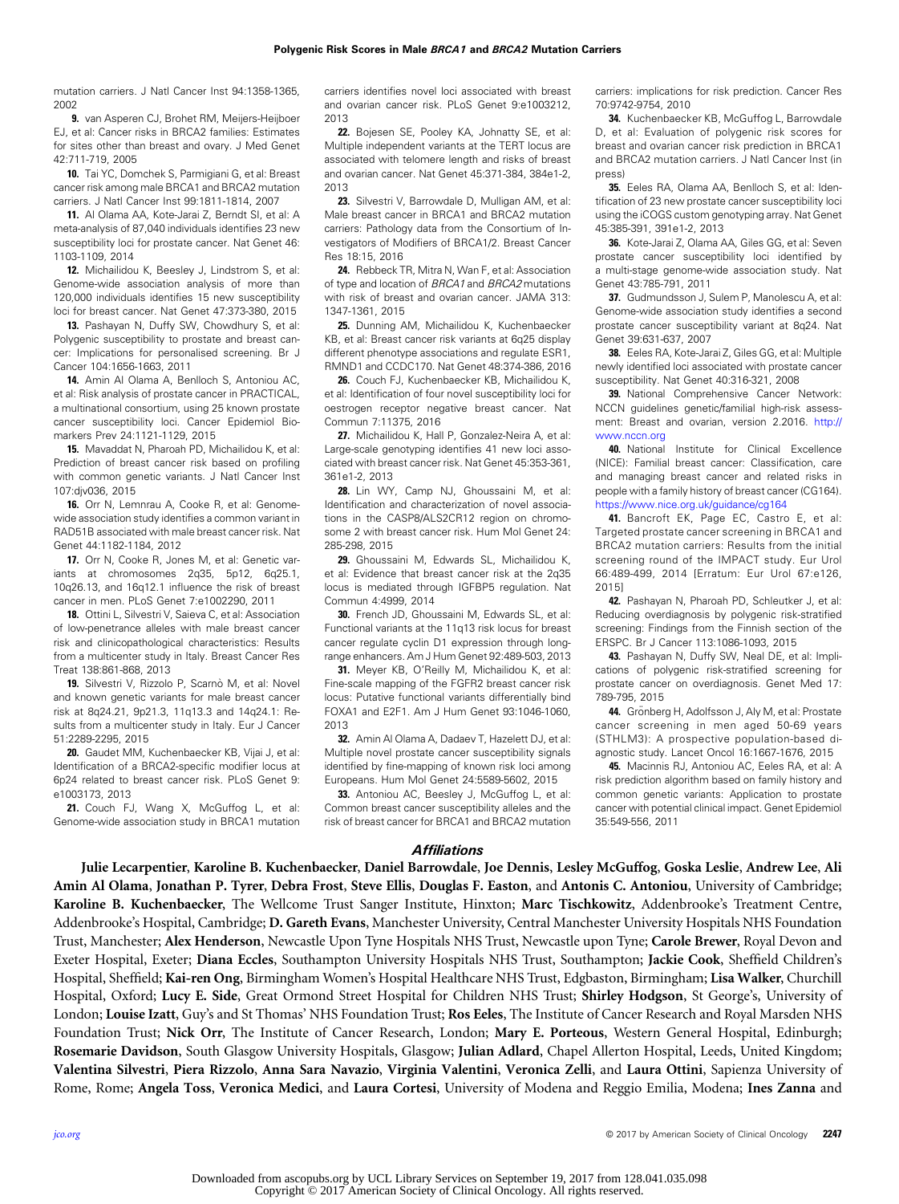mutation carriers. J Natl Cancer Inst 94:1358-1365, 2002

**9.** van Asperen CJ, Brohet RM, Meijers-Heijboer EJ, et al: Cancer risks in BRCA2 families: Estimates for sites other than breast and ovary. J Med Genet 42:711-719, 2005

**10.** Tai YC, Domchek S, Parmigiani G, et al: Breast cancer risk among male BRCA1 and BRCA2 mutation carriers. J Natl Cancer Inst 99:1811-1814, 2007

**11.** Al Olama AA, Kote-Jarai Z, Berndt SI, et al: A meta-analysis of 87,040 individuals identifies 23 new susceptibility loci for prostate cancer. Nat Genet 46:1103-1109, 2014

**12.** Michailidou K, Beesley J, Lindstrom S, et al: Genome-wide association analysis of more than 120,000 individuals identifies 15 new susceptibility loci for breast cancer. Nat Genet 47:373-380, 2015

**13.** Pashayan N, Duffy SW, Chowdhury S, et al: Polygenic susceptibility to prostate and breast cancer: Implications for personalised screening. Br J Cancer 104:1656-1663, 2011

**14.** Amin Al Olama A, Benlloch S, Antoniou AC, et al: Risk analysis of prostate cancer in PRACTICAL, a multinational consortium, using 25 known prostate cancer susceptibility loci. Cancer Epidemiol Biomarkers Prev 24:1121-1129, 2015

**15.** Mavaddat N, Pharoah PD, Michailidou K, et al: Prediction of breast cancer risk based on profiling with common genetic variants. J Natl Cancer Inst 107:djv036, 2015

**16.** Orr N, Lemnrau A, Cooke R, et al: Genome-wide association study identifies a common variant in RAD51B associated with male breast cancer risk. Nat Genet 44:1182-1184, 2012

**17.** Orr N, Cooke R, Jones M, et al: Genetic variants at chromosomes 2q35, 5p12, 6q25.1, 10q26.13, and 16q12.1 influence the risk of breast cancer in men. PLoS Genet 7:e1002290, 2011

**18.** Ottini L, Silvestri V, Saieva C, et al: Association of low-penetrance alleles with male breast cancer risk and clinicopathological characteristics: Results from a multicenter study in Italy. Breast Cancer Res Treat 138:861-868, 2013

**19.** Silvestri V, Rizzolo P, Scarnò M, et al: Novel and known genetic variants for male breast cancer risk at 8q24.21, 9p21.3, 11q13.3 and 14q24.1: Results from a multicenter study in Italy. Eur J Cancer 51:2289-2295, 2015

**20.** Gaudet MM, Kuchenbaecker KB, Vijai J, et al: Identification of a BRCA2-specific modifier locus at 6p24 related to breast cancer risk. PLoS Genet 9:e1003173, 2013

**21.** Couch FJ, Wang X, McGuffog L, et al: Genome-wide association study in BRCA1 mutation carriers identifies novel loci associated with breast and ovarian cancer risk. PLoS Genet 9:e1003212, 2013

**22.** Bojesen SE, Pooley KA, Johnatty SE, et al: Multiple independent variants at the TERT locus are associated with telomere length and risks of breast and ovarian cancer. Nat Genet 45:371-384, 384e1-2, 2013

**23.** Silvestri V, Barrowdale D, Mulligan AM, et al: Male breast cancer in BRCA1 and BRCA2 mutation carriers: Pathology data from the Consortium of Investigators of Modifiers of BRCA1/2. Breast Cancer Res 18:15, 2016

**24.** Rebbeck TR, Mitra N, Wan F, et al: Association of type and location of *BRCA1* and *BRCA2* mutations with risk of breast and ovarian cancer. JAMA 313:1347-1361, 2015

**25.** Dunning AM, Michailidou K, Kuchenbaecker KB, et al: Breast cancer risk variants at 6q25 display different phenotype associations and regulate ESR1, RMND1 and CCDC170. Nat Genet 48:374-386, 2016

**26.** Couch FJ, Kuchenbaecker KB, Michailidou K, et al: Identification of four novel susceptibility loci for oestrogen receptor negative breast cancer. Nat Commun 7:11375, 2016

**27.** Michailidou K, Hall P, Gonzalez-Neira A, et al: Large-scale genotyping identifies 41 new loci associated with breast cancer risk. Nat Genet 45:353-361, 361e1-2, 2013

**28.** Lin WY, Camp NJ, Ghoussaini M, et al: Identification and characterization of novel associations in the CASP8/ALS2CR12 region on chromosome 2 with breast cancer risk. Hum Mol Genet 24:285-298, 2015

**29.** Ghoussaini M, Edwards SL, Michailidou K, et al: Evidence that breast cancer risk at the 2q35 locus is mediated through IGFBP5 regulation. Nat Commun 4:4999, 2014

**30.** French JD, Ghoussaini M, Edwards SL, et al: Functional variants at the 11q13 risk locus for breast cancer regulate cyclin D1 expression through long-range enhancers. Am J Hum Genet 92:489-503, 2013

**31.** Meyer KB, O'Reilly M, Michailidou K, et al: Fine-scale mapping of the FGFR2 breast cancer risk locus: Putative functional variants differentially bind FOXA1 and E2F1. Am J Hum Genet 93:1046-1060, 2013

**32.** Amin Al Olama A, Dadaev T, Hazelett DJ, et al: Multiple novel prostate cancer susceptibility signals identified by fine-mapping of known risk loci among Europeans. Hum Mol Genet 24:5589-5602, 2015

**33.** Antoniou AC, Beesley J, McGuffog L, et al: Common breast cancer susceptibility alleles and the risk of breast cancer for BRCA1 and BRCA2 mutation carriers: implications for risk prediction. Cancer Res 70:9742-9754, 2010

**34.** Kuchenbaecker KB, McGuffog L, Barrowdale D, et al: Evaluation of polygenic risk scores for breast and ovarian cancer risk prediction in BRCA1 and BRCA2 mutation carriers. J Natl Cancer Inst (in press)

**35.** Eeles RA, Olama AA, Benlloch S, et al: Identification of 23 new prostate cancer susceptibility loci using the iCOGS custom genotyping array. Nat Genet 45:385-391, 391e1-2, 2013

**36.** Kote-Jarai Z, Olama AA, Giles GG, et al: Seven prostate cancer susceptibility loci identified by a multi-stage genome-wide association study. Nat Genet 43:785-791, 2011

**37.** Gudmundsson J, Sulem P, Manolescu A, et al: Genome-wide association study identifies a second prostate cancer susceptibility variant at 8q24. Nat Genet 39:631-637, 2007

**38.** Eeles RA, Kote-Jarai Z, Giles GG, et al: Multiple newly identified loci associated with prostate cancer susceptibility. Nat Genet 40:316-321, 2008

**39.** National Comprehensive Cancer Network: NCCN guidelines genetic/familial high-risk assessment: Breast and ovarian, version 2.2016. http://www.nccn.org

**40.** National Institute for Clinical Excellence (NICE): Familial breast cancer: Classification, care and managing breast cancer and related risks in people with a family history of breast cancer (CG164). https://www.nice.org.uk/guidance/cg164

**41.** Bancroft EK, Page EC, Castro E, et al: Targeted prostate cancer screening in BRCA1 and BRCA2 mutation carriers: Results from the initial screening round of the IMPACT study. Eur Urol 66:489-499, 2014 [Erratum: Eur Urol 67:e126, 2015]

**42.** Pashayan N, Pharoah PD, Schleutker J, et al: Reducing overdiagnosis by polygenic risk-stratified screening: Findings from the Finnish section of the ERSPC. Br J Cancer 113:1086-1093, 2015

**43.** Pashayan N, Duffy SW, Neal DE, et al: Implications of polygenic risk-stratified screening for prostate cancer on overdiagnosis. Genet Med 17:789-795, 2015

**44.** Grönberg H, Adolfsson J, Aly M, et al: Prostate cancer screening in men aged 50-69 years (STHLM3): A prospective population-based diagnostic study. Lancet Oncol 16:1667-1676, 2015

**45.** Macinnis RJ, Antoniou AC, Eeles RA, et al: A risk prediction algorithm based on family history and common genetic variants: Application to prostate cancer with potential clinical impact. Genet Epidemiol 35:549-556, 2011

## *Affiliations*

**Julie Lecarpentier**, **Karoline B. Kuchenbaecker**, **Daniel Barrowdale**, **Joe Dennis**, **Lesley McGuffog**, **Goska Leslie**, **Andrew Lee**, **Ali Amin Al Olama**, **Jonathan P. Tyrer**, **Debra Frost**, **Steve Ellis**, **Douglas F. Easton**, and **Antonis C. Antoniou**, University of Cambridge; **Karoline B. Kuchenbaecker**, The Wellcome Trust Sanger Institute, Hinxton; **Marc Tischkowitz**, Addenbrooke's Treatment Centre, Addenbrooke's Hospital, Cambridge; **D. Gareth Evans**, Manchester University, Central Manchester University Hospitals NHS Foundation Trust, Manchester; **Alex Henderson**, Newcastle Upon Tyne Hospitals NHS Trust, Newcastle upon Tyne; **Carole Brewer**, Royal Devon and Exeter Hospital, Exeter; **Diana Eccles**, Southampton University Hospitals NHS Trust, Southampton; **Jackie Cook**, Sheffield Children's Hospital, Sheffield; **Kai-ren Ong**, Birmingham Women's Hospital Healthcare NHS Trust, Edgbaston, Birmingham; **Lisa Walker**, Churchill Hospital, Oxford; **Lucy E. Side**, Great Ormond Street Hospital for Children NHS Trust; **Shirley Hodgson**, St George's, University of London; **Louise Izatt**, Guy's and St Thomas' NHS Foundation Trust; **Ros Eeles**, The Institute of Cancer Research and Royal Marsden NHS Foundation Trust; **Nick Orr**, The Institute of Cancer Research, London; **Mary E. Porteous**, Western General Hospital, Edinburgh; **Rosemarie Davidson**, South Glasgow University Hospitals, Glasgow; **Julian Adlard**, Chapel Allerton Hospital, Leeds, United Kingdom; **Valentina Silvestri**, **Piera Rizzolo**, **Anna Sara Navazio**, **Virginia Valentini**, **Veronica Zelli**, and **Laura Ottini**, Sapienza University of Rome, Rome; **Angela Toss**, **Veronica Medici**, and **Laura Cortesi**, University of Modena and Reggio Emilia, Modena; **Ines Zanna** and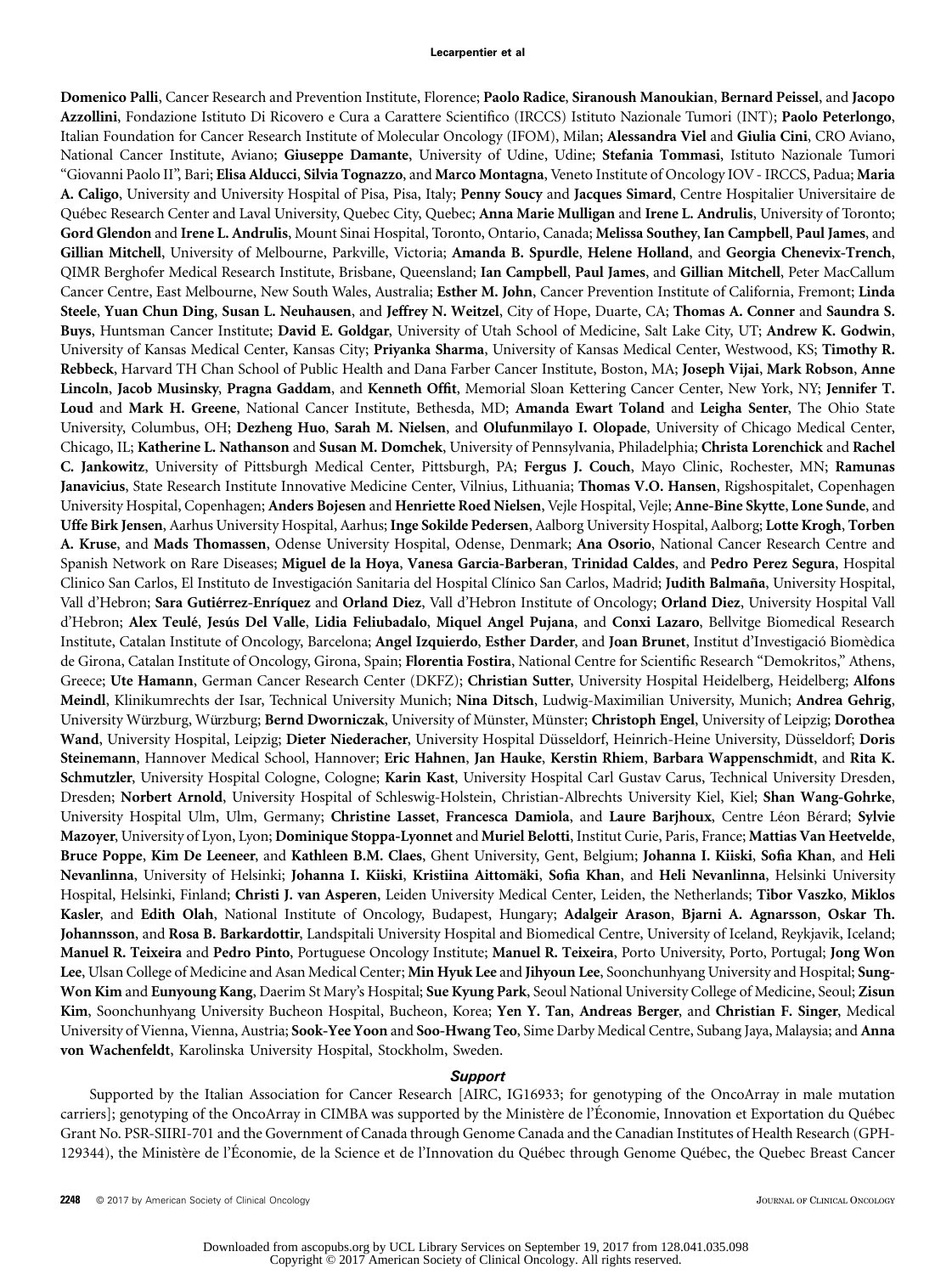**Domenico Palli**, Cancer Research and Prevention Institute, Florence; **Paolo Radice**, **Siranoush Manoukian**, **Bernard Peissel**, and **Jacopo Azzollini**, Fondazione Istituto Di Ricovero e Cura a Carattere Scientifico (IRCCS) Istituto Nazionale Tumori (INT); **Paolo Peterlongo**, Italian Foundation for Cancer Research Institute of Molecular Oncology (IFOM), Milan; **Alessandra Viel** and **Giulia Cini**, CRO Aviano, National Cancer Institute, Aviano; **Giuseppe Damante**, University of Udine, Udine; **Stefania Tommasi**, Istituto Nazionale Tumori "Giovanni Paolo II", Bari; **Elisa Alducci**, **Silvia Tognazzo**, and **Marco Montagna**, Veneto Institute of Oncology IOV - IRCCS, Padua; **Maria A. Caligo**, University and University Hospital of Pisa, Pisa, Italy; **Penny Soucy** and **Jacques Simard**, Centre Hospitalier Universitaire de Québec Research Center and Laval University, Quebec City, Quebec; **Anna Marie Mulligan** and **Irene L. Andrulis**, University of Toronto; **Gord Glendon** and **Irene L. Andrulis**, Mount Sinai Hospital, Toronto, Ontario, Canada; **Melissa Southey**, **Ian Campbell**, **Paul James**, and **Gillian Mitchell**, University of Melbourne, Parkville, Victoria; **Amanda B. Spurdle**, **Helene Holland**, and **Georgia Chenevix-Trench**, QIMR Berghofer Medical Research Institute, Brisbane, Queensland; **Ian Campbell**, **Paul James**, and **Gillian Mitchell**, Peter MacCallum Cancer Centre, East Melbourne, New South Wales, Australia; **Esther M. John**, Cancer Prevention Institute of California, Fremont; **Linda Steele**, **Yuan Chun Ding**, **Susan L. Neuhausen**, and **Jeffrey N. Weitzel**, City of Hope, Duarte, CA; **Thomas A. Conner** and **Saundra S. Buys**, Huntsman Cancer Institute; **David E. Goldgar**, University of Utah School of Medicine, Salt Lake City, UT; **Andrew K. Godwin**, University of Kansas Medical Center, Kansas City; **Priyanka Sharma**, University of Kansas Medical Center, Westwood, KS; **Timothy R. Rebbeck**, Harvard TH Chan School of Public Health and Dana Farber Cancer Institute, Boston, MA; **Joseph Vijai**, **Mark Robson**, **Anne Lincoln**, **Jacob Musinsky**, **Pragna Gaddam**, and **Kenneth Offit**, Memorial Sloan Kettering Cancer Center, New York, NY; **Jennifer T. Loud** and **Mark H. Greene**, National Cancer Institute, Bethesda, MD; **Amanda Ewart Toland** and **Leigha Senter**, The Ohio State University, Columbus, OH; **Dezheng Huo**, **Sarah M. Nielsen**, and **Olufunmilayo I. Olopade**, University of Chicago Medical Center, Chicago, IL; **Katherine L. Nathanson** and **Susan M. Domchek**, University of Pennsylvania, Philadelphia; **Christa Lorenchick** and **Rachel C. Jankowitz**, University of Pittsburgh Medical Center, Pittsburgh, PA; **Fergus J. Couch**, Mayo Clinic, Rochester, MN; **Ramunas Janavicius**, State Research Institute Innovative Medicine Center, Vilnius, Lithuania; **Thomas V.O. Hansen**, Rigshospitalet, Copenhagen University Hospital, Copenhagen; **Anders Bojesen** and **Henriette Roed Nielsen**, Vejle Hospital, Vejle; **Anne-Bine Skytte**, **Lone Sunde**, and **Uffe Birk Jensen**, Aarhus University Hospital, Aarhus; **Inge Sokilde Pedersen**, Aalborg University Hospital, Aalborg; **Lotte Krogh**, **Torben A. Kruse**, and **Mads Thomassen**, Odense University Hospital, Odense, Denmark; **Ana Osorio**, National Cancer Research Centre and Spanish Network on Rare Diseases; **Miguel de la Hoya**, **Vanesa Garcia-Barberan**, **Trinidad Caldes**, and **Pedro Perez Segura**, Hospital Clinico San Carlos, El Instituto de Investigación Sanitaria del Hospital Clínico San Carlos, Madrid; **Judith Balmaña**, University Hospital, Vall d'Hebron; **Sara Gutiérrez-Enríquez** and **Orland Diez**, Vall d'Hebron Institute of Oncology; **Orland Diez**, University Hospital Vall d'Hebron; **Alex Teulé**, **Jesús Del Valle**, **Lidia Feliubadalo**, **Miquel Angel Pujana**, and **Conxi Lazaro**, Bellvitge Biomedical Research Institute, Catalan Institute of Oncology, Barcelona; **Angel Izquierdo**, **Esther Darder**, and **Joan Brunet**, Institut d'Investigació Biomèdica de Girona, Catalan Institute of Oncology, Girona, Spain; **Florentia Fostira**, National Centre for Scientific Research "Demokritos," Athens, Greece; **Ute Hamann**, German Cancer Research Center (DKFZ); **Christian Sutter**, University Hospital Heidelberg, Heidelberg; **Alfons Meindl**, Klinikumrechts der Isar, Technical University Munich; **Nina Ditsch**, Ludwig-Maximilian University, Munich; **Andrea Gehrig**, University Würzburg, Würzburg; **Bernd Dworniczak**, University of Münster, Münster; **Christoph Engel**, University of Leipzig; **Dorothea Wand**, University Hospital, Leipzig; **Dieter Niederacher**, University Hospital Düsseldorf, Heinrich-Heine University, Düsseldorf; **Doris Steinemann**, Hannover Medical School, Hannover; **Eric Hahnen**, **Jan Hauke**, **Kerstin Rhiem**, **Barbara Wappenschmidt**, and **Rita K. Schmutzler**, University Hospital Cologne, Cologne; **Karin Kast**, University Hospital Carl Gustav Carus, Technical University Dresden, Dresden; **Norbert Arnold**, University Hospital of Schleswig-Holstein, Christian-Albrechts University Kiel, Kiel; **Shan Wang-Gohrke**, University Hospital Ulm, Ulm, Germany; **Christine Lasset**, **Francesca Damiola**, and **Laure Barjhoux**, Centre Léon Bérard; **Sylvie Mazoyer**, University of Lyon, Lyon; **Dominique Stoppa-Lyonnet** and **Muriel Belotti**, Institut Curie, Paris, France; **Mattias Van Heetvelde**, **Bruce Poppe**, **Kim De Leeneer**, and **Kathleen B.M. Claes**, Ghent University, Gent, Belgium; **Johanna I. Kiiski**, **Sofia Khan**, and **Heli Nevanlinna**, University of Helsinki; **Johanna I. Kiiski**, **Kristiina Aittomäki**, **Sofia Khan**, and **Heli Nevanlinna**, Helsinki University Hospital, Helsinki, Finland; **Christi J. van Asperen**, Leiden University Medical Center, Leiden, the Netherlands; **Tibor Vaszko**, **Miklos Kasler**, and **Edith Olah**, National Institute of Oncology, Budapest, Hungary; **Adalgeir Arason**, **Bjarni A. Agnarsson**, **Oskar Th. Johannsson**, and **Rosa B. Barkardottir**, Landspitali University Hospital and Biomedical Centre, University of Iceland, Reykjavik, Iceland; **Manuel R. Teixeira** and **Pedro Pinto**, Portuguese Oncology Institute; **Manuel R. Teixeira**, Porto University, Porto, Portugal; **Jong Won Lee**, Ulsan College of Medicine and Asan Medical Center; **Min Hyuk Lee** and **Jihyoun Lee**, Soonchunhyang University and Hospital; **Sung-Won Kim** and **Eunyoung Kang**, Daerim St Mary's Hospital; **Sue Kyung Park**, Seoul National University College of Medicine, Seoul; **Zisun Kim**, Soonchunhyang University Bucheon Hospital, Bucheon, Korea; **Yen Y. Tan**, **Andreas Berger**, and **Christian F. Singer**, Medical University of Vienna, Vienna, Austria; **Sook-Yee Yoon** and **Soo-Hwang Teo**, Sime Darby Medical Centre, Subang Jaya, Malaysia; and **Anna von Wachenfeldt**, Karolinska University Hospital, Stockholm, Sweden.

## Support

Supported by the Italian Association for Cancer Research [AIRC, IG16933; for genotyping of the OncoArray in male mutation carriers]; genotyping of the OncoArray in CIMBA was supported by the Ministère de l'Économie, Innovation et Exportation du Québec Grant No. PSR-SIIRI-701 and the Government of Canada through Genome Canada and the Canadian Institutes of Health Research (GPH-129344), the Ministère de l'Économie, de la Science et de l'Innovation du Québec through Genome Québec, the Quebec Breast Cancer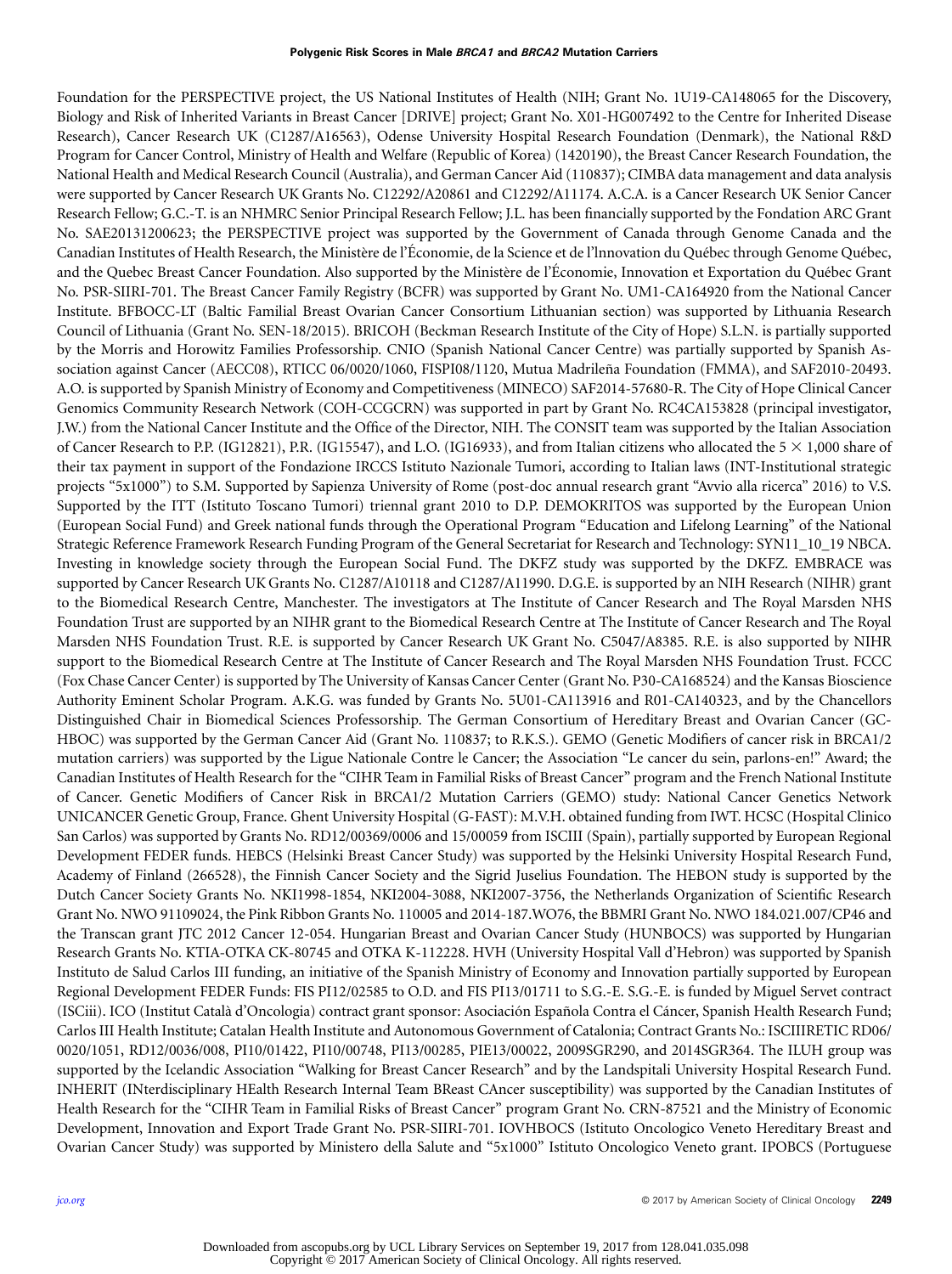Foundation for the PERSPECTIVE project, the US National Institutes of Health (NIH; Grant No. 1U19-CA148065 for the Discovery, Biology and Risk of Inherited Variants in Breast Cancer [DRIVE] project; Grant No. X01-HG007492 to the Centre for Inherited Disease Research), Cancer Research UK (C1287/A16563), Odense University Hospital Research Foundation (Denmark), the National R&D Program for Cancer Control, Ministry of Health and Welfare (Republic of Korea) (1420190), the Breast Cancer Research Foundation, the National Health and Medical Research Council (Australia), and German Cancer Aid (110837); CIMBA data management and data analysis were supported by Cancer Research UK Grants No. C12292/A20861 and C12292/A11174. A.C.A. is a Cancer Research UK Senior Cancer Research Fellow; G.C.-T. is an NHMRC Senior Principal Research Fellow; J.L. has been financially supported by the Fondation ARC Grant No. SAE20131200623; the PERSPECTIVE project was supported by the Government of Canada through Genome Canada and the Canadian Institutes of Health Research, the Ministère de l'Économie, de la Science et de l'lnnovation du Québec through Genome Québec, and the Quebec Breast Cancer Foundation. Also supported by the Ministère de l'Économie, Innovation et Exportation du Québec Grant No. PSR-SIIRI-701. The Breast Cancer Family Registry (BCFR) was supported by Grant No. UM1-CA164920 from the National Cancer Institute. BFBOCC-LT (Baltic Familial Breast Ovarian Cancer Consortium Lithuanian section) was supported by Lithuania Research Council of Lithuania (Grant No. SEN-18/2015). BRICOH (Beckman Research Institute of the City of Hope) S.L.N. is partially supported by the Morris and Horowitz Families Professorship. CNIO (Spanish National Cancer Centre) was partially supported by Spanish Association against Cancer (AECC08), RTICC 06/0020/1060, FISPI08/1120, Mutua Madrileña Foundation (FMMA), and SAF2010-20493. A.O. is supported by Spanish Ministry of Economy and Competitiveness (MINECO) SAF2014-57680-R. The City of Hope Clinical Cancer Genomics Community Research Network (COH-CCGCRN) was supported in part by Grant No. RC4CA153828 (principal investigator, J.W.) from the National Cancer Institute and the Office of the Director, NIH. The CONSIT team was supported by the Italian Association of Cancer Research to P.P. (IG12821), P.R. (IG15547), and L.O. (IG16933), and from Italian citizens who allocated the 5 × 1,000 share of their tax payment in support of the Fondazione IRCCS Istituto Nazionale Tumori, according to Italian laws (INT-Institutional strategic projects "5x1000") to S.M. Supported by Sapienza University of Rome (post-doc annual research grant "Avvio alla ricerca" 2016) to V.S. Supported by the ITT (Istituto Toscano Tumori) triennal grant 2010 to D.P. DEMOKRITOS was supported by the European Union (European Social Fund) and Greek national funds through the Operational Program "Education and Lifelong Learning" of the National Strategic Reference Framework Research Funding Program of the General Secretariat for Research and Technology: SYN11_10_19 NBCA. Investing in knowledge society through the European Social Fund. The DKFZ study was supported by the DKFZ. EMBRACE was supported by Cancer Research UK Grants No. C1287/A10118 and C1287/A11990. D.G.E. is supported by an NIH Research (NIHR) grant to the Biomedical Research Centre, Manchester. The investigators at The Institute of Cancer Research and The Royal Marsden NHS Foundation Trust are supported by an NIHR grant to the Biomedical Research Centre at The Institute of Cancer Research and The Royal Marsden NHS Foundation Trust. R.E. is supported by Cancer Research UK Grant No. C5047/A8385. R.E. is also supported by NIHR support to the Biomedical Research Centre at The Institute of Cancer Research and The Royal Marsden NHS Foundation Trust. FCCC (Fox Chase Cancer Center) is supported by The University of Kansas Cancer Center (Grant No. P30-CA168524) and the Kansas Bioscience Authority Eminent Scholar Program. A.K.G. was funded by Grants No. 5U01-CA113916 and R01-CA140323, and by the Chancellors Distinguished Chair in Biomedical Sciences Professorship. The German Consortium of Hereditary Breast and Ovarian Cancer (GC-HBOC) was supported by the German Cancer Aid (Grant No. 110837; to R.K.S.). GEMO (Genetic Modifiers of cancer risk in BRCA1/2 mutation carriers) was supported by the Ligue Nationale Contre le Cancer; the Association "Le cancer du sein, parlons-en!" Award; the Canadian Institutes of Health Research for the "CIHR Team in Familial Risks of Breast Cancer" program and the French National Institute of Cancer. Genetic Modifiers of Cancer Risk in BRCA1/2 Mutation Carriers (GEMO) study: National Cancer Genetics Network UNICANCER Genetic Group, France. Ghent University Hospital (G-FAST): M.V.H. obtained funding from IWT. HCSC (Hospital Clinico San Carlos) was supported by Grants No. RD12/00369/0006 and 15/00059 from ISCIII (Spain), partially supported by European Regional Development FEDER funds. HEBCS (Helsinki Breast Cancer Study) was supported by the Helsinki University Hospital Research Fund, Academy of Finland (266528), the Finnish Cancer Society and the Sigrid Juselius Foundation. The HEBON study is supported by the Dutch Cancer Society Grants No. NKI1998-1854, NKI2004-3088, NKI2007-3756, the Netherlands Organization of Scientific Research Grant No. NWO 91109024, the Pink Ribbon Grants No. 110005 and 2014-187.WO76, the BBMRI Grant No. NWO 184.021.007/CP46 and the Transcan grant JTC 2012 Cancer 12-054. Hungarian Breast and Ovarian Cancer Study (HUNBOCS) was supported by Hungarian Research Grants No. KTIA-OTKA CK-80745 and OTKA K-112228. HVH (University Hospital Vall d'Hebron) was supported by Spanish Instituto de Salud Carlos III funding, an initiative of the Spanish Ministry of Economy and Innovation partially supported by European Regional Development FEDER Funds: FIS PI12/02585 to O.D. and FIS PI13/01711 to S.G.-E. S.G.-E. is funded by Miguel Servet contract (ISCiii). ICO (Institut Català d'Oncologia) contract grant sponsor: Asociación Española Contra el Cáncer, Spanish Health Research Fund; Carlos III Health Institute; Catalan Health Institute and Autonomous Government of Catalonia; Contract Grants No.: ISCIIIRETIC RD06/0020/1051, RD12/0036/008, PI10/01422, PI10/00748, PI13/00285, PIE13/00022, 2009SGR290, and 2014SGR364. The ILUH group was supported by the Icelandic Association "Walking for Breast Cancer Research" and by the Landspitali University Hospital Research Fund. INHERIT (INterdisciplinary HEalth Research Internal Team BReast CAncer susceptibility) was supported by the Canadian Institutes of Health Research for the "CIHR Team in Familial Risks of Breast Cancer" program Grant No. CRN-87521 and the Ministry of Economic Development, Innovation and Export Trade Grant No. PSR-SIIRI-701. IOVHBOCS (Istituto Oncologico Veneto Hereditary Breast and Ovarian Cancer Study) was supported by Ministero della Salute and "5x1000" Istituto Oncologico Veneto grant. IPOBCS (Portuguese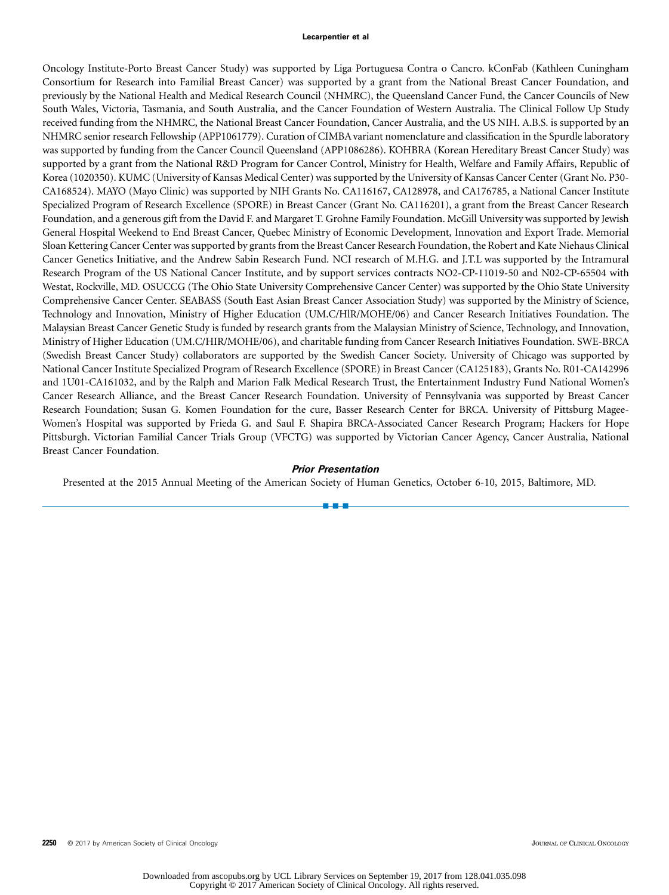Oncology Institute-Porto Breast Cancer Study) was supported by Liga Portuguesa Contra o Cancro. kConFab (Kathleen Cuningham Consortium for Research into Familial Breast Cancer) was supported by a grant from the National Breast Cancer Foundation, and previously by the National Health and Medical Research Council (NHMRC), the Queensland Cancer Fund, the Cancer Councils of New South Wales, Victoria, Tasmania, and South Australia, and the Cancer Foundation of Western Australia. The Clinical Follow Up Study received funding from the NHMRC, the National Breast Cancer Foundation, Cancer Australia, and the US NIH. A.B.S. is supported by an NHMRC senior research Fellowship (APP1061779). Curation of CIMBA variant nomenclature and classification in the Spurdle laboratory was supported by funding from the Cancer Council Queensland (APP1086286). KOHBRA (Korean Hereditary Breast Cancer Study) was supported by a grant from the National R&D Program for Cancer Control, Ministry for Health, Welfare and Family Affairs, Republic of Korea (1020350). KUMC (University of Kansas Medical Center) was supported by the University of Kansas Cancer Center (Grant No. P30-CA168524). MAYO (Mayo Clinic) was supported by NIH Grants No. CA116167, CA128978, and CA176785, a National Cancer Institute Specialized Program of Research Excellence (SPORE) in Breast Cancer (Grant No. CA116201), a grant from the Breast Cancer Research Foundation, and a generous gift from the David F. and Margaret T. Grohne Family Foundation. McGill University was supported by Jewish General Hospital Weekend to End Breast Cancer, Quebec Ministry of Economic Development, Innovation and Export Trade. Memorial Sloan Kettering Cancer Center was supported by grants from the Breast Cancer Research Foundation, the Robert and Kate Niehaus Clinical Cancer Genetics Initiative, and the Andrew Sabin Research Fund. NCI research of M.H.G. and J.T.L was supported by the Intramural Research Program of the US National Cancer Institute, and by support services contracts NO2-CP-11019-50 and N02-CP-65504 with Westat, Rockville, MD. OSUCCG (The Ohio State University Comprehensive Cancer Center) was supported by the Ohio State University Comprehensive Cancer Center. SEABASS (South East Asian Breast Cancer Association Study) was supported by the Ministry of Science, Technology and Innovation, Ministry of Higher Education (UM.C/HlR/MOHE/06) and Cancer Research Initiatives Foundation. The Malaysian Breast Cancer Genetic Study is funded by research grants from the Malaysian Ministry of Science, Technology, and Innovation, Ministry of Higher Education (UM.C/HIR/MOHE/06), and charitable funding from Cancer Research Initiatives Foundation. SWE-BRCA (Swedish Breast Cancer Study) collaborators are supported by the Swedish Cancer Society. University of Chicago was supported by National Cancer Institute Specialized Program of Research Excellence (SPORE) in Breast Cancer (CA125183), Grants No. R01-CA142996 and 1U01-CA161032, and by the Ralph and Marion Falk Medical Research Trust, the Entertainment Industry Fund National Women's Cancer Research Alliance, and the Breast Cancer Research Foundation. University of Pennsylvania was supported by Breast Cancer Research Foundation; Susan G. Komen Foundation for the cure, Basser Research Center for BRCA. University of Pittsburg Magee-Women's Hospital was supported by Frieda G. and Saul F. Shapira BRCA-Associated Cancer Research Program; Hackers for Hope Pittsburgh. Victorian Familial Cancer Trials Group (VFCTG) was supported by Victorian Cancer Agency, Cancer Australia, National Breast Cancer Foundation.

### *Prior Presentation*

Presented at the 2015 Annual Meeting of the American Society of Human Genetics, October 6-10, 2015, Baltimore, MD.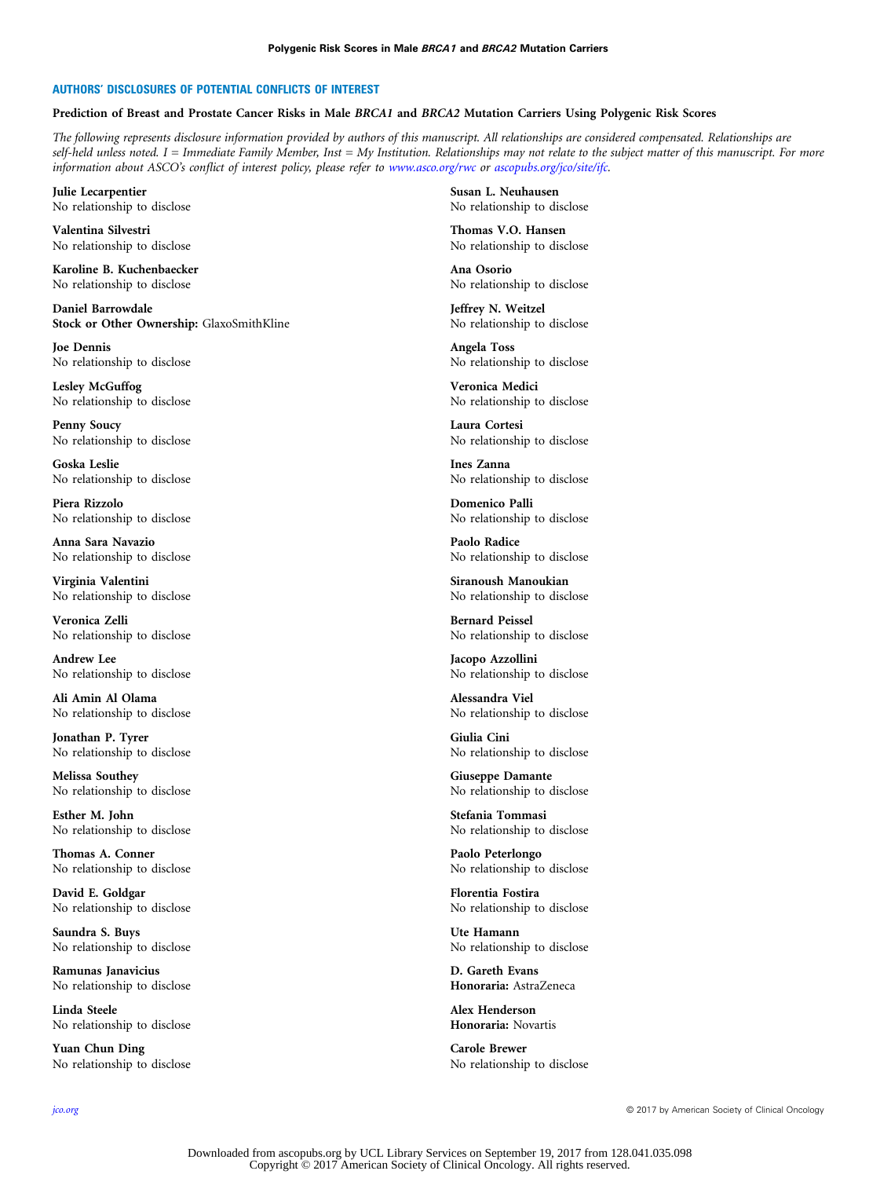## AUTHORS' DISCLOSURES OF POTENTIAL CONFLICTS OF INTEREST

**Prediction of Breast and Prostate Cancer Risks in Male *BRCA1* and *BRCA2* Mutation Carriers Using Polygenic Risk Scores**

*The following represents disclosure information provided by authors of this manuscript. All relationships are considered compensated. Relationships are self-held unless noted. I = Immediate Family Member, Inst = My Institution. Relationships may not relate to the subject matter of this manuscript. For more information about ASCO's conflict of interest policy, please refer to www.asco.org/rwc or ascopubs.org/jco/site/ifc.*

**Julie Lecarpentier**
No relationship to disclose

**Valentina Silvestri**
No relationship to disclose

**Karoline B. Kuchenbaecker**
No relationship to disclose

**Daniel Barrowdale**
**Stock or Other Ownership:** GlaxoSmithKline

**Joe Dennis**
No relationship to disclose

**Lesley McGuffog**
No relationship to disclose

**Penny Soucy**
No relationship to disclose

**Goska Leslie**
No relationship to disclose

**Piera Rizzolo**
No relationship to disclose

**Anna Sara Navazio**
No relationship to disclose

**Virginia Valentini**
No relationship to disclose

**Veronica Zelli**
No relationship to disclose

**Andrew Lee**
No relationship to disclose

**Ali Amin Al Olama**
No relationship to disclose

**Jonathan P. Tyrer**
No relationship to disclose

**Melissa Southey**
No relationship to disclose

**Esther M. John**
No relationship to disclose

**Thomas A. Conner**
No relationship to disclose

**David E. Goldgar**
No relationship to disclose

**Saundra S. Buys**
No relationship to disclose

**Ramunas Janavicius**
No relationship to disclose

**Linda Steele**
No relationship to disclose

**Yuan Chun Ding**
No relationship to disclose

**Susan L. Neuhausen**
No relationship to disclose

**Thomas V.O. Hansen**
No relationship to disclose

**Ana Osorio**
No relationship to disclose

**Jeffrey N. Weitzel**
No relationship to disclose

**Angela Toss**
No relationship to disclose

**Veronica Medici**
No relationship to disclose

**Laura Cortesi**
No relationship to disclose

**Ines Zanna**
No relationship to disclose

**Domenico Palli**
No relationship to disclose

**Paolo Radice**
No relationship to disclose

**Siranoush Manoukian**
No relationship to disclose

**Bernard Peissel**
No relationship to disclose

**Jacopo Azzollini**
No relationship to disclose

**Alessandra Viel**
No relationship to disclose

**Giulia Cini**
No relationship to disclose

**Giuseppe Damante**
No relationship to disclose

**Stefania Tommasi**
No relationship to disclose

**Paolo Peterlongo**
No relationship to disclose

**Florentia Fostira**
No relationship to disclose

**Ute Hamann**
No relationship to disclose

**D. Gareth Evans**
**Honoraria:** AstraZeneca

**Alex Henderson**
**Honoraria:** Novartis

**Carole Brewer**
No relationship to disclose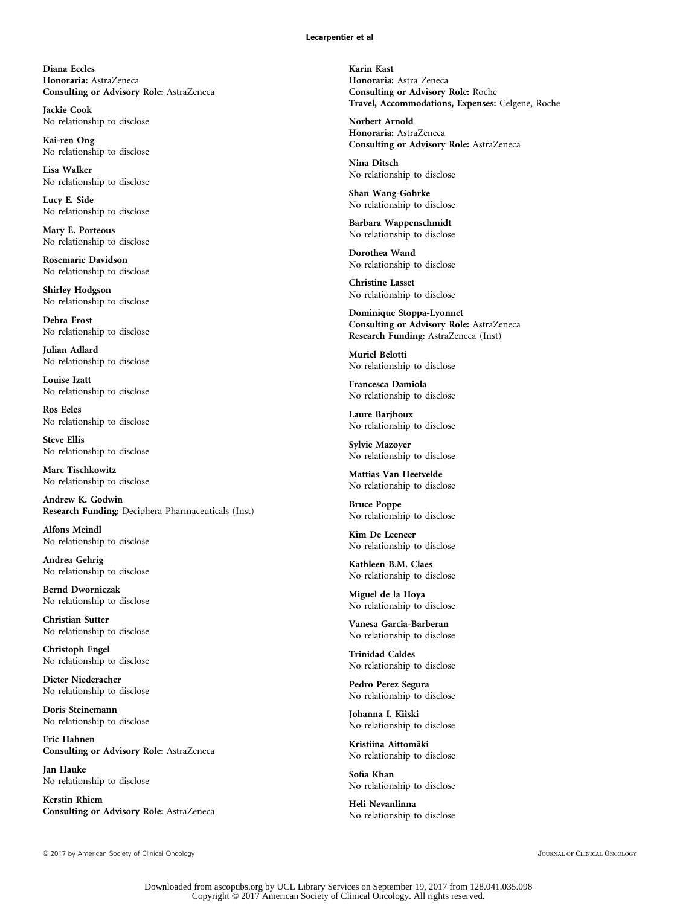**Diana Eccles**
**Honoraria:** AstraZeneca
**Consulting or Advisory Role:** AstraZeneca

**Jackie Cook**
No relationship to disclose

**Kai-ren Ong**
No relationship to disclose

**Lisa Walker**
No relationship to disclose

**Lucy E. Side**
No relationship to disclose

**Mary E. Porteous**
No relationship to disclose

**Rosemarie Davidson**
No relationship to disclose

**Shirley Hodgson**
No relationship to disclose

**Debra Frost**
No relationship to disclose

**Julian Adlard**
No relationship to disclose

**Louise Izatt**
No relationship to disclose

**Ros Eeles**
No relationship to disclose

**Steve Ellis**
No relationship to disclose

**Marc Tischkowitz**
No relationship to disclose

**Andrew K. Godwin**
**Research Funding:** Deciphera Pharmaceuticals (Inst)

**Alfons Meindl**
No relationship to disclose

**Andrea Gehrig**
No relationship to disclose

**Bernd Dworniczak**
No relationship to disclose

**Christian Sutter**
No relationship to disclose

**Christoph Engel**
No relationship to disclose

**Dieter Niederacher**
No relationship to disclose

**Doris Steinemann**
No relationship to disclose

**Eric Hahnen**
**Consulting or Advisory Role:** AstraZeneca

**Jan Hauke**
No relationship to disclose

**Kerstin Rhiem**
**Consulting or Advisory Role:** AstraZeneca

**Karin Kast**
**Honoraria:** Astra Zeneca
**Consulting or Advisory Role:** Roche
**Travel, Accommodations, Expenses:** Celgene, Roche

**Norbert Arnold**
**Honoraria:** AstraZeneca
**Consulting or Advisory Role:** AstraZeneca

**Nina Ditsch**
No relationship to disclose

**Shan Wang-Gohrke**
No relationship to disclose

**Barbara Wappenschmidt**
No relationship to disclose

**Dorothea Wand**
No relationship to disclose

**Christine Lasset**
No relationship to disclose

**Dominique Stoppa-Lyonnet**
**Consulting or Advisory Role:** AstraZeneca
**Research Funding:** AstraZeneca (Inst)

**Muriel Belotti**
No relationship to disclose

**Francesca Damiola**
No relationship to disclose

**Laure Barjhoux**
No relationship to disclose

**Sylvie Mazoyer**
No relationship to disclose

**Mattias Van Heetvelde**
No relationship to disclose

**Bruce Poppe**
No relationship to disclose

**Kim De Leeneer**
No relationship to disclose

**Kathleen B.M. Claes**
No relationship to disclose

**Miguel de la Hoya**
No relationship to disclose

**Vanesa Garcia-Barberan**
No relationship to disclose

**Trinidad Caldes**
No relationship to disclose

**Pedro Perez Segura**
No relationship to disclose

**Johanna I. Kiiski**
No relationship to disclose

**Kristiina Aittomäki**
No relationship to disclose

**Sofia Khan**
No relationship to disclose

**Heli Nevanlinna**
No relationship to disclose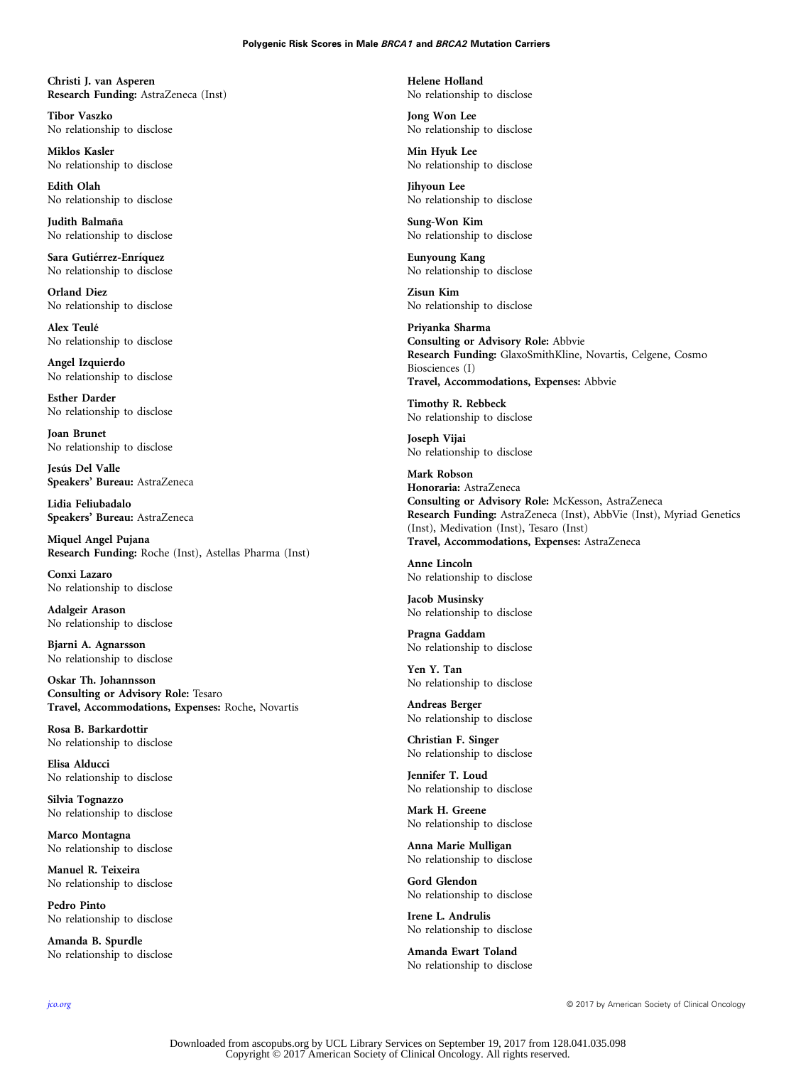**Christi J. van Asperen**
**Research Funding:** AstraZeneca (Inst)

**Tibor Vaszko**
No relationship to disclose

**Miklos Kasler**
No relationship to disclose

**Edith Olah**
No relationship to disclose

**Judith Balmaña**
No relationship to disclose

**Sara Gutiérrez-Enríquez**
No relationship to disclose

**Orland Diez**
No relationship to disclose

**Alex Teulé**
No relationship to disclose

**Angel Izquierdo**
No relationship to disclose

**Esther Darder**
No relationship to disclose

**Joan Brunet**
No relationship to disclose

**Jesús Del Valle**
**Speakers' Bureau:** AstraZeneca

**Lidia Feliubadalo**
**Speakers' Bureau:** AstraZeneca

**Miquel Angel Pujana**
**Research Funding:** Roche (Inst), Astellas Pharma (Inst)

**Conxi Lazaro**
No relationship to disclose

**Adalgeir Arason**
No relationship to disclose

**Bjarni A. Agnarsson**
No relationship to disclose

**Oskar Th. Johannsson**
**Consulting or Advisory Role:** Tesaro
**Travel, Accommodations, Expenses:** Roche, Novartis

**Rosa B. Barkardottir**
No relationship to disclose

**Elisa Alducci**
No relationship to disclose

**Silvia Tognazzo**
No relationship to disclose

**Marco Montagna**
No relationship to disclose

**Manuel R. Teixeira**
No relationship to disclose

**Pedro Pinto**
No relationship to disclose

**Amanda B. Spurdle**
No relationship to disclose

**Helene Holland**
No relationship to disclose

**Jong Won Lee**
No relationship to disclose

**Min Hyuk Lee**
No relationship to disclose

**Jihyoun Lee**
No relationship to disclose

**Sung-Won Kim**
No relationship to disclose

**Eunyoung Kang**
No relationship to disclose

**Zisun Kim**
No relationship to disclose

**Priyanka Sharma**
**Consulting or Advisory Role:** Abbvie
**Research Funding:** GlaxoSmithKline, Novartis, Celgene, Cosmo Biosciences (I)
**Travel, Accommodations, Expenses:** Abbvie

**Timothy R. Rebbeck**
No relationship to disclose

**Joseph Vijai**
No relationship to disclose

**Mark Robson**
**Honoraria:** AstraZeneca
**Consulting or Advisory Role:** McKesson, AstraZeneca
**Research Funding:** AstraZeneca (Inst), AbbVie (Inst), Myriad Genetics (Inst), Medivation (Inst), Tesaro (Inst)
**Travel, Accommodations, Expenses:** AstraZeneca

**Anne Lincoln**
No relationship to disclose

**Jacob Musinsky**
No relationship to disclose

**Pragna Gaddam**
No relationship to disclose

**Yen Y. Tan**
No relationship to disclose

**Andreas Berger**
No relationship to disclose

**Christian F. Singer**
No relationship to disclose

**Jennifer T. Loud**
No relationship to disclose

**Mark H. Greene**
No relationship to disclose

**Anna Marie Mulligan**
No relationship to disclose

**Gord Glendon**
No relationship to disclose

**Irene L. Andrulis**
No relationship to disclose

**Amanda Ewart Toland**
No relationship to disclose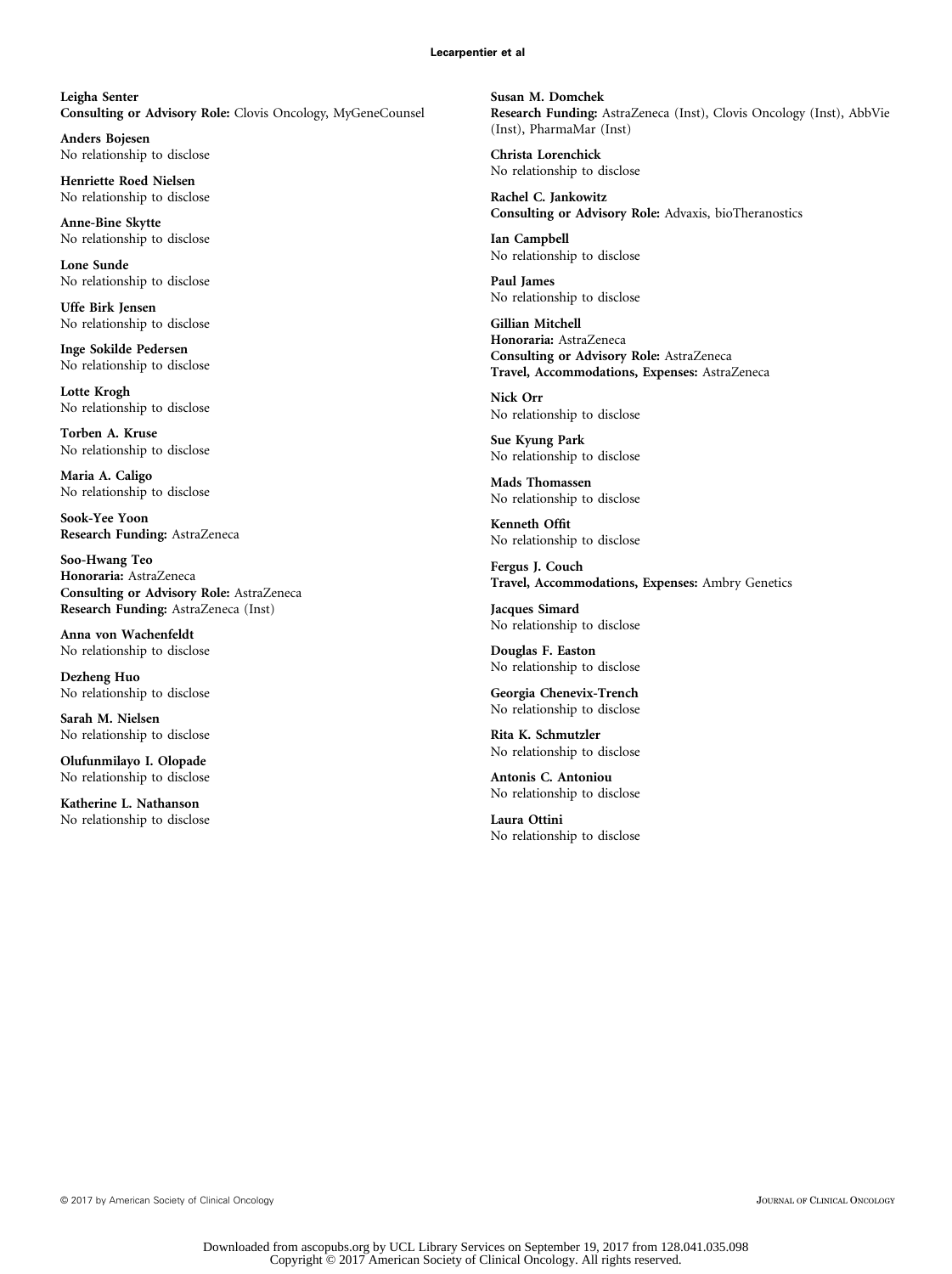**Leigha Senter**
**Consulting or Advisory Role:** Clovis Oncology, MyGeneCounsel

**Anders Bojesen**
No relationship to disclose

**Henriette Roed Nielsen**
No relationship to disclose

**Anne-Bine Skytte**
No relationship to disclose

**Lone Sunde**
No relationship to disclose

**Uffe Birk Jensen**
No relationship to disclose

**Inge Sokilde Pedersen**
No relationship to disclose

**Lotte Krogh**
No relationship to disclose

**Torben A. Kruse**
No relationship to disclose

**Maria A. Caligo**
No relationship to disclose

**Sook-Yee Yoon**
**Research Funding:** AstraZeneca

**Soo-Hwang Teo**
**Honoraria:** AstraZeneca
**Consulting or Advisory Role:** AstraZeneca
**Research Funding:** AstraZeneca (Inst)

**Anna von Wachenfeldt**
No relationship to disclose

**Dezheng Huo**
No relationship to disclose

**Sarah M. Nielsen**
No relationship to disclose

**Olufunmilayo I. Olopade**
No relationship to disclose

**Katherine L. Nathanson**
No relationship to disclose

**Susan M. Domchek**
**Research Funding:** AstraZeneca (Inst), Clovis Oncology (Inst), AbbVie (Inst), PharmaMar (Inst)

**Christa Lorenchick**
No relationship to disclose

**Rachel C. Jankowitz**
**Consulting or Advisory Role:** Advaxis, bioTheranostics

**Ian Campbell**
No relationship to disclose

**Paul James**
No relationship to disclose

**Gillian Mitchell**
**Honoraria:** AstraZeneca
**Consulting or Advisory Role:** AstraZeneca
**Travel, Accommodations, Expenses:** AstraZeneca

**Nick Orr**
No relationship to disclose

**Sue Kyung Park**
No relationship to disclose

**Mads Thomassen**
No relationship to disclose

**Kenneth Offit**
No relationship to disclose

**Fergus J. Couch**
**Travel, Accommodations, Expenses:** Ambry Genetics

**Jacques Simard**
No relationship to disclose

**Douglas F. Easton**
No relationship to disclose

**Georgia Chenevix-Trench**
No relationship to disclose

**Rita K. Schmutzler**
No relationship to disclose

**Antonis C. Antoniou**
No relationship to disclose

**Laura Ottini**
No relationship to disclose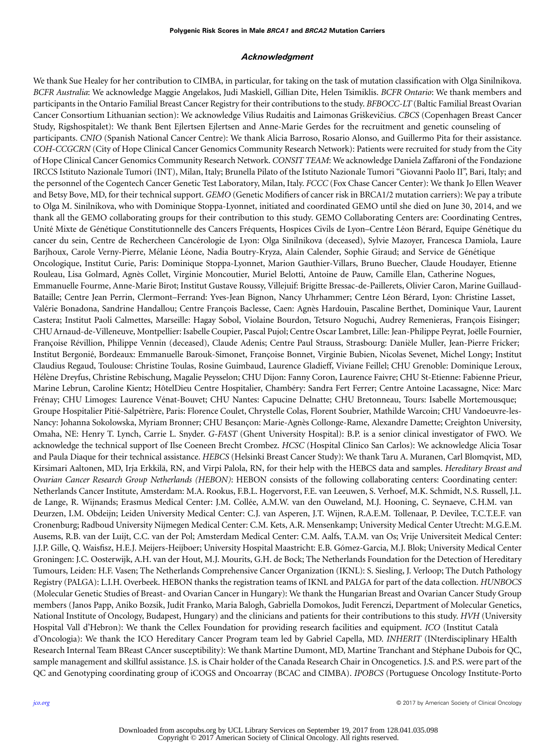### Acknowledgment

We thank Sue Healey for her contribution to CIMBA, in particular, for taking on the task of mutation classification with Olga Sinilnikova. *BCFR Australia*: We acknowledge Maggie Angelakos, Judi Maskiell, Gillian Dite, Helen Tsimiklis. *BCFR Ontario*: We thank members and participants in the Ontario Familial Breast Cancer Registry for their contributions to the study. *BFBOCC-LT* (Baltic Familial Breast Ovarian Cancer Consortium Lithuanian section): We acknowledge Vilius Rudaitis and Laimonas Griškevičius. *CBCS* (Copenhagen Breast Cancer Study, Rigshospitalet): We thank Bent Ejlertsen Ejlertsen and Anne-Marie Gerdes for the recruitment and genetic counseling of participants. *CNIO* (Spanish National Cancer Centre): We thank Alicia Barroso, Rosario Alonso, and Guillermo Pita for their assistance. *COH-CCGCRN* (City of Hope Clinical Cancer Genomics Community Research Network): Patients were recruited for study from the City of Hope Clinical Cancer Genomics Community Research Network. *CONSIT TEAM*: We acknowledge Daniela Zaffaroni of the Fondazione IRCCS Istituto Nazionale Tumori (INT), Milan, Italy; Brunella Pilato of the Istituto Nazionale Tumori "Giovanni Paolo II", Bari, Italy; and the personnel of the Cogentech Cancer Genetic Test Laboratory, Milan, Italy. *FCCC* (Fox Chase Cancer Center): We thank Jo Ellen Weaver and Betsy Bove, MD, for their technical support. *GEMO* (Genetic Modifiers of cancer risk in BRCA1/2 mutation carriers): We pay a tribute to Olga M. Sinilnikova, who with Dominique Stoppa-Lyonnet, initiated and coordinated GEMO until she died on June 30, 2014, and we thank all the GEMO collaborating groups for their contribution to this study. GEMO Collaborating Centers are: Coordinating Centres, Unité Mixte de Génétique Constitutionnelle des Cancers Fréquents, Hospices Civils de Lyon–Centre Léon Bérard, Equipe Génétique du cancer du sein, Centre de Rechercheen Cancérologie de Lyon: Olga Sinilnikova (deceased), Sylvie Mazoyer, Francesca Damiola, Laure Barjhoux, Carole Verny-Pierre, Mélanie Léone, Nadia Boutry-Kryza, Alain Calender, Sophie Giraud; and Service de Génétique Oncologique, Institut Curie, Paris: Dominique Stoppa-Lyonnet, Marion Gauthier-Villars, Bruno Buecher, Claude Houdayer, Etienne Rouleau, Lisa Golmard, Agnès Collet, Virginie Moncoutier, Muriel Belotti, Antoine de Pauw, Camille Elan, Catherine Nogues, Emmanuelle Fourme, Anne-Marie Birot; Institut Gustave Roussy, Villejuif: Brigitte Bressac-de-Paillerets, Olivier Caron, Marine Guillaud-Bataille; Centre Jean Perrin, Clermont–Ferrand: Yves-Jean Bignon, Nancy Uhrhammer; Centre Léon Bérard, Lyon: Christine Lasset, Valérie Bonadona, Sandrine Handallou; Centre François Baclesse, Caen: Agnès Hardouin, Pascaline Berthet, Dominique Vaur, Laurent Castera; Institut Paoli Calmettes, Marseille: Hagay Sobol, Violaine Bourdon, Tetsuro Noguchi, Audrey Remenieras, François Eisinger; CHU Arnaud-de-Villeneuve, Montpellier: Isabelle Coupier, Pascal Pujol; Centre Oscar Lambret, Lille: Jean-Philippe Peyrat, Joëlle Fournier, Françoise Révillion, Philippe Vennin (deceased), Claude Adenis; Centre Paul Strauss, Strasbourg: Danièle Muller, Jean-Pierre Fricker; Institut Bergonié, Bordeaux: Emmanuelle Barouk-Simonet, Françoise Bonnet, Virginie Bubien, Nicolas Sevenet, Michel Longy; Institut Claudius Regaud, Toulouse: Christine Toulas, Rosine Guimbaud, Laurence Gladieff, Viviane Feillel; CHU Grenoble: Dominique Leroux, Hélène Dreyfus, Christine Rebischung, Magalie Peysselon; CHU Dijon: Fanny Coron, Laurence Faivre; CHU St-Etienne: Fabienne Prieur, Marine Lebrun, Caroline Kientz; HôtelDieu Centre Hospitalier, Chambéry: Sandra Fert Ferrer; Centre Antoine Lacassagne, Nice: Marc Frénay; CHU Limoges: Laurence Vénat-Bouvet; CHU Nantes: Capucine Delnatte; CHU Bretonneau, Tours: Isabelle Mortemousque; Groupe Hospitalier Pitié-Salpétrière, Paris: Florence Coulet, Chrystelle Colas, Florent Soubrier, Mathilde Warcoin; CHU Vandoeuvre-les-Nancy: Johanna Sokolowska, Myriam Bronner; CHU Besançon: Marie-Agnès Collonge-Rame, Alexandre Damette; Creighton University, Omaha, NE: Henry T. Lynch, Carrie L. Snyder. *G-FAST* (Ghent University Hospital): B.P. is a senior clinical investigator of FWO. We acknowledge the technical support of Ilse Coeneen Brecht Crombez. *HCSC* (Hospital Clinico San Carlos): We acknowledge Alicia Tosar and Paula Diaque for their technical assistance. *HEBCS* (Helsinki Breast Cancer Study): We thank Taru A. Muranen, Carl Blomqvist, MD, Kirsimari Aaltonen, MD, Irja Erkkilä, RN, and Virpi Palola, RN, for their help with the HEBCS data and samples. *Hereditary Breast and Ovarian Cancer Research Group Netherlands (HEBON)*: HEBON consists of the following collaborating centers: Coordinating center: Netherlands Cancer Institute, Amsterdam: M.A. Rookus, F.B.L. Hogervorst, F.E. van Leeuwen, S. Verhoef, M.K. Schmidt, N.S. Russell, J.L. de Lange, R. Wijnands; Erasmus Medical Center: J.M. Collée, A.M.W. van den Ouweland, M.J. Hooning, C. Seynaeve, C.H.M. van Deurzen, I.M. Obdeijn; Leiden University Medical Center: C.J. van Asperen, J.T. Wijnen, R.A.E.M. Tollenaar, P. Devilee, T.C.T.E.F. van Cronenburg; Radboud University Nijmegen Medical Center: C.M. Kets, A.R. Mensenkamp; University Medical Center Utrecht: M.G.E.M. Ausems, R.B. van der Luijt, C.C. van der Pol; Amsterdam Medical Center: C.M. Aalfs, T.A.M. van Os; Vrije Universiteit Medical Center: J.J.P. Gille, Q. Waisfisz, H.E.J. Meijers-Heijboer; University Hospital Maastricht: E.B. Gómez-Garcia, M.J. Blok; University Medical Center Groningen: J.C. Oosterwijk, A.H. van der Hout, M.J. Mourits, G.H. de Bock; The Netherlands Foundation for the Detection of Hereditary Tumours, Leiden: H.F. Vasen; The Netherlands Comprehensive Cancer Organization (IKNL): S. Siesling, J. Verloop; The Dutch Pathology Registry (PALGA): L.I.H. Overbeek. HEBON thanks the registration teams of IKNL and PALGA for part of the data collection. *HUNBOCS* (Molecular Genetic Studies of Breast- and Ovarian Cancer in Hungary): We thank the Hungarian Breast and Ovarian Cancer Study Group members (Janos Papp, Aniko Bozsik, Judit Franko, Maria Balogh, Gabriella Domokos, Judit Ferenczi, Department of Molecular Genetics, National Institute of Oncology, Budapest, Hungary) and the clinicians and patients for their contributions to this study. *HVH* (University Hospital Vall d'Hebron): We thank the Cellex Foundation for providing research facilities and equipment. *ICO* (Institut Català d'Oncologia): We thank the ICO Hereditary Cancer Program team led by Gabriel Capella, MD. *INHERIT* (INterdisciplinary HEalth Research Internal Team BReast CAncer susceptibility): We thank Martine Dumont, MD, Martine Tranchant and Stéphane Dubois for QC, sample management and skillful assistance. J.S. is Chair holder of the Canada Research Chair in Oncogenetics. J.S. and P.S. were part of the QC and Genotyping coordinating group of iCOGS and Oncoarray (BCAC and CIMBA). *IPOBCS* (Portuguese Oncology Institute-Porto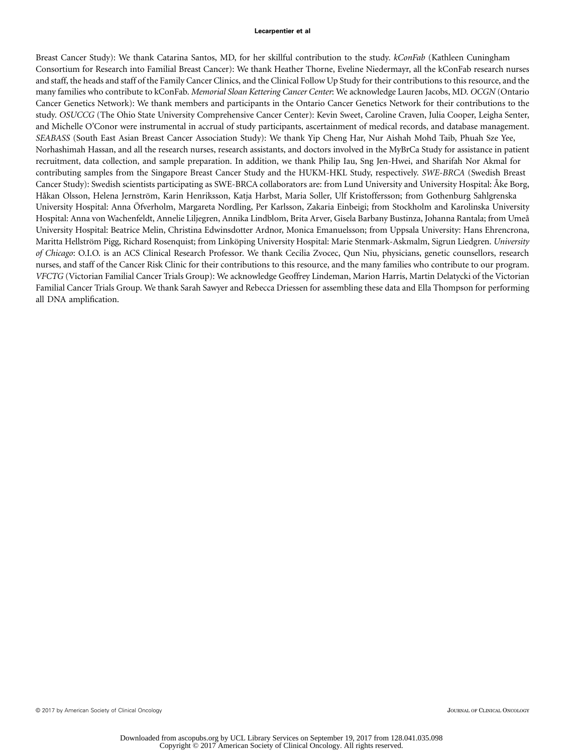Breast Cancer Study): We thank Catarina Santos, MD, for her skillful contribution to the study. *kConFab* (Kathleen Cuningham Consortium for Research into Familial Breast Cancer): We thank Heather Thorne, Eveline Niedermayr, all the kConFab research nurses and staff, the heads and staff of the Family Cancer Clinics, and the Clinical Follow Up Study for their contributions to this resource, and the many families who contribute to kConFab. *Memorial Sloan Kettering Cancer Center*: We acknowledge Lauren Jacobs, MD. *OCGN* (Ontario Cancer Genetics Network): We thank members and participants in the Ontario Cancer Genetics Network for their contributions to the study. *OSUCCG* (The Ohio State University Comprehensive Cancer Center): Kevin Sweet, Caroline Craven, Julia Cooper, Leigha Senter, and Michelle O'Conor were instrumental in accrual of study participants, ascertainment of medical records, and database management. *SEABASS* (South East Asian Breast Cancer Association Study): We thank Yip Cheng Har, Nur Aishah Mohd Taib, Phuah Sze Yee, Norhashimah Hassan, and all the research nurses, research assistants, and doctors involved in the MyBrCa Study for assistance in patient recruitment, data collection, and sample preparation. In addition, we thank Philip Iau, Sng Jen-Hwei, and Sharifah Nor Akmal for contributing samples from the Singapore Breast Cancer Study and the HUKM-HKL Study, respectively. *SWE-BRCA* (Swedish Breast Cancer Study): Swedish scientists participating as SWE-BRCA collaborators are: from Lund University and University Hospital: Åke Borg, Håkan Olsson, Helena Jernström, Karin Henriksson, Katja Harbst, Maria Soller, Ulf Kristoffersson; from Gothenburg Sahlgrenska University Hospital: Anna Öfverholm, Margareta Nordling, Per Karlsson, Zakaria Einbeigi; from Stockholm and Karolinska University Hospital: Anna von Wachenfeldt, Annelie Liljegren, Annika Lindblom, Brita Arver, Gisela Barbany Bustinza, Johanna Rantala; from Umeå University Hospital: Beatrice Melin, Christina Edwinsdotter Ardnor, Monica Emanuelsson; from Uppsala University: Hans Ehrencrona, Maritta Hellström Pigg, Richard Rosenquist; from Linköping University Hospital: Marie Stenmark-Askmalm, Sigrun Liedgren. *University of Chicago*: O.I.O. is an ACS Clinical Research Professor. We thank Cecilia Zvocec, Qun Niu, physicians, genetic counsellors, research nurses, and staff of the Cancer Risk Clinic for their contributions to this resource, and the many families who contribute to our program. *VFCTG* (Victorian Familial Cancer Trials Group): We acknowledge Geoffrey Lindeman, Marion Harris, Martin Delatycki of the Victorian Familial Cancer Trials Group. We thank Sarah Sawyer and Rebecca Driessen for assembling these data and Ella Thompson for performing all DNA amplification.